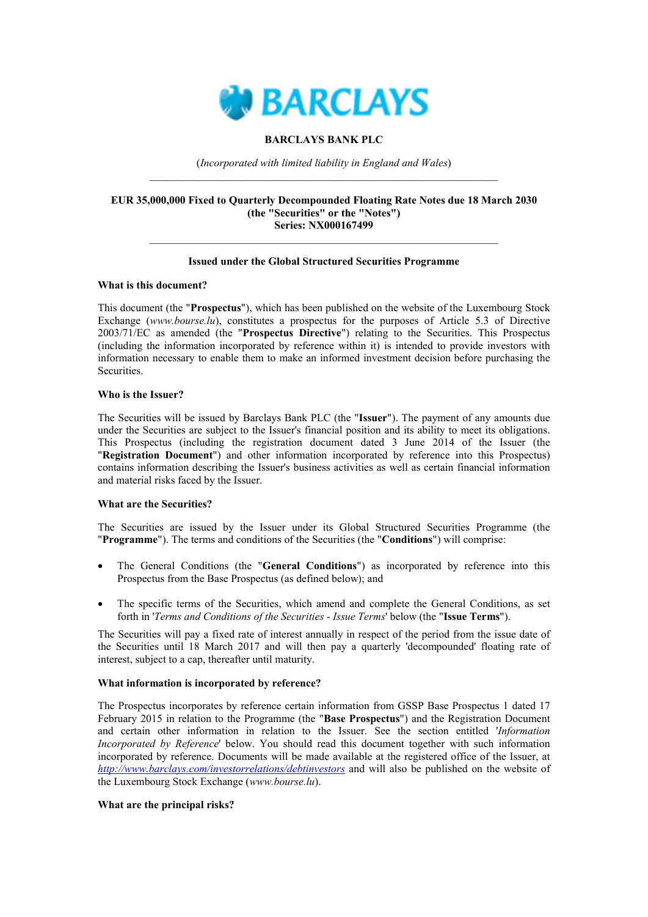**BARCLAYS**

**BARCLAYS BANK PLC**

(*Incorporated with limited liability in England and Wales*)

---

**EUR 35,000,000 Fixed to Quarterly Decompounded Floating Rate Notes due 18 March 2030**
**(the "Securities" or the "Notes")**
**Series: NX000167499**

---

**Issued under the Global Structured Securities Programme**

**What is this document?**

This document (the "**Prospectus**"), which has been published on the website of the Luxembourg Stock Exchange (*www.bourse.lu*), constitutes a prospectus for the purposes of Article 5.3 of Directive 2003/71/EC as amended (the "**Prospectus Directive**") relating to the Securities. This Prospectus (including the information incorporated by reference within it) is intended to provide investors with information necessary to enable them to make an informed investment decision before purchasing the Securities.

**Who is the Issuer?**

The Securities will be issued by Barclays Bank PLC (the "**Issuer**"). The payment of any amounts due under the Securities are subject to the Issuer's financial position and its ability to meet its obligations. This Prospectus (including the registration document dated 3 June 2014 of the Issuer (the "**Registration Document**") and other information incorporated by reference into this Prospectus) contains information describing the Issuer's business activities as well as certain financial information and material risks faced by the Issuer.

**What are the Securities?**

The Securities are issued by the Issuer under its Global Structured Securities Programme (the "**Programme**"). The terms and conditions of the Securities (the "**Conditions**") will comprise:

- The General Conditions (the "**General Conditions**") as incorporated by reference into this Prospectus from the Base Prospectus (as defined below); and
- The specific terms of the Securities, which amend and complete the General Conditions, as set forth in '*Terms and Conditions of the Securities - Issue Terms*' below (the "**Issue Terms**").

The Securities will pay a fixed rate of interest annually in respect of the period from the issue date of the Securities until 18 March 2017 and will then pay a quarterly 'decompounded' floating rate of interest, subject to a cap, thereafter until maturity.

**What information is incorporated by reference?**

The Prospectus incorporates by reference certain information from GSSP Base Prospectus 1 dated 17 February 2015 in relation to the Programme (the "**Base Prospectus**") and the Registration Document and certain other information in relation to the Issuer. See the section entitled '*Information Incorporated by Reference*' below. You should read this document together with such information incorporated by reference. Documents will be made available at the registered office of the Issuer, at *http://www.barclays.com/investorrelations/debtinvestors* and will also be published on the website of the Luxembourg Stock Exchange (*www.bourse.lu*).

**What are the principal risks?**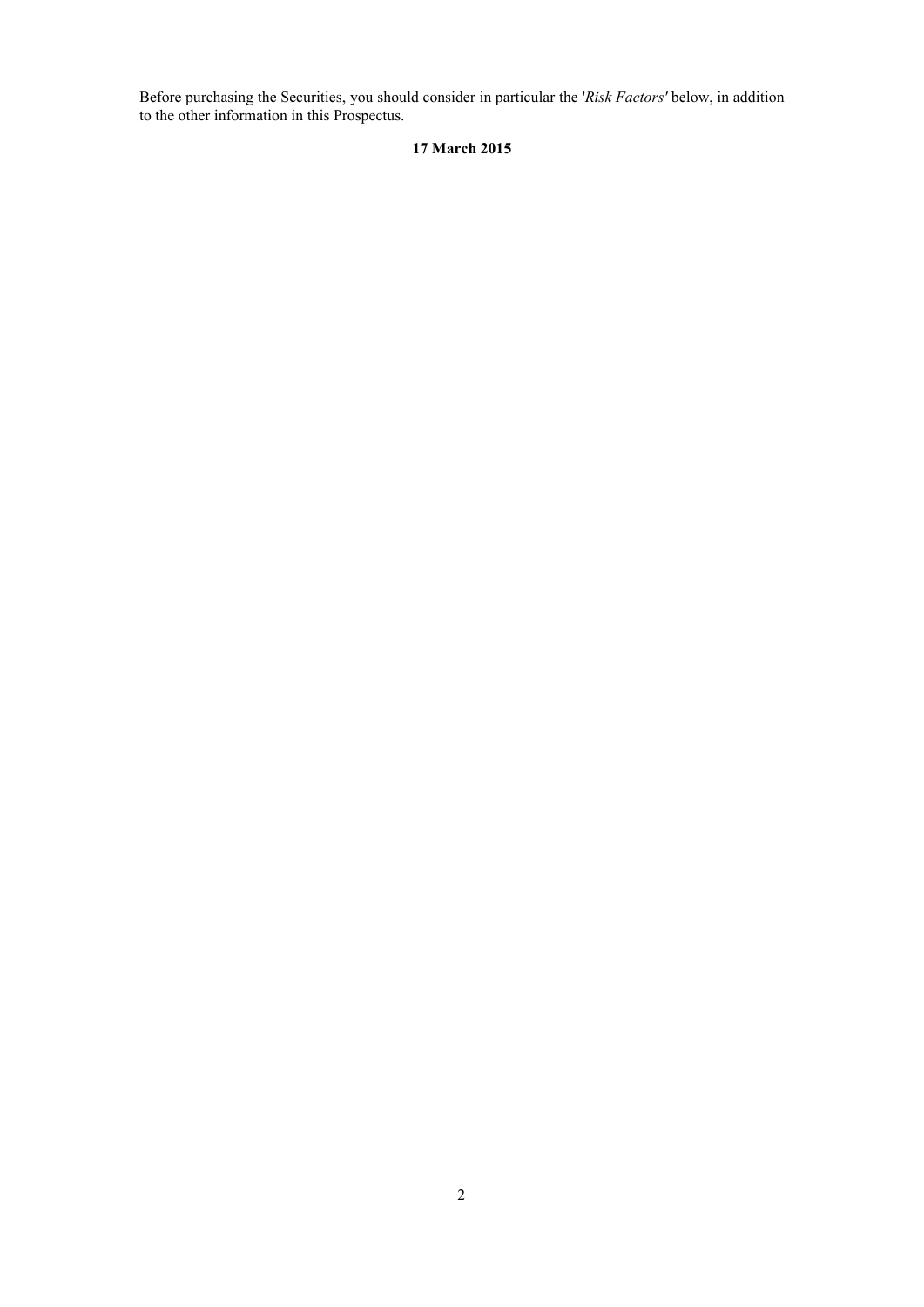Before purchasing the Securities, you should consider in particular the '*Risk Factors'* below, in addition to the other information in this Prospectus.

**17 March 2015**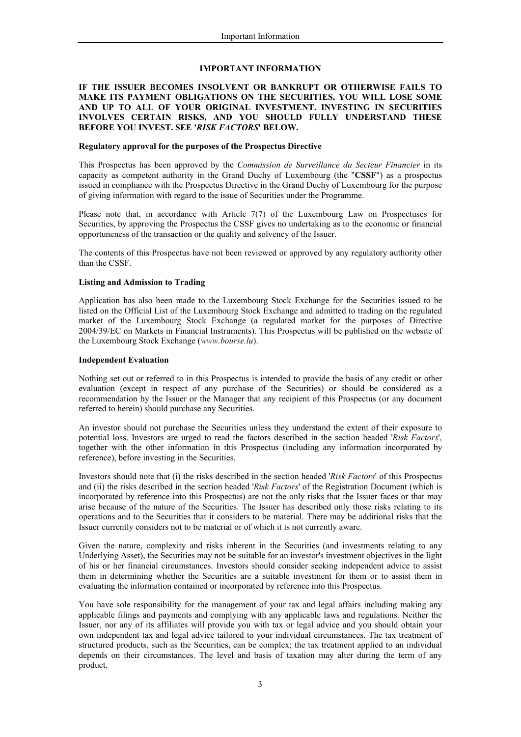# IMPORTANT INFORMATION

**IF THE ISSUER BECOMES INSOLVENT OR BANKRUPT OR OTHERWISE FAILS TO MAKE ITS PAYMENT OBLIGATIONS ON THE SECURITIES, YOU WILL LOSE SOME AND UP TO ALL OF YOUR ORIGINAL INVESTMENT. INVESTING IN SECURITIES INVOLVES CERTAIN RISKS, AND YOU SHOULD FULLY UNDERSTAND THESE BEFORE YOU INVEST. SEE '*RISK FACTORS*' BELOW.**

**Regulatory approval for the purposes of the Prospectus Directive**

This Prospectus has been approved by the *Commission de Surveillance du Secteur Financier* in its capacity as competent authority in the Grand Duchy of Luxembourg (the "**CSSF**") as a prospectus issued in compliance with the Prospectus Directive in the Grand Duchy of Luxembourg for the purpose of giving information with regard to the issue of Securities under the Programme.

Please note that, in accordance with Article 7(7) of the Luxembourg Law on Prospectuses for Securities, by approving the Prospectus the CSSF gives no undertaking as to the economic or financial opportuneness of the transaction or the quality and solvency of the Issuer.

The contents of this Prospectus have not been reviewed or approved by any regulatory authority other than the CSSF.

**Listing and Admission to Trading**

Application has also been made to the Luxembourg Stock Exchange for the Securities issued to be listed on the Official List of the Luxembourg Stock Exchange and admitted to trading on the regulated market of the Luxembourg Stock Exchange (a regulated market for the purposes of Directive 2004/39/EC on Markets in Financial Instruments). This Prospectus will be published on the website of the Luxembourg Stock Exchange (*www.bourse.lu*).

**Independent Evaluation**

Nothing set out or referred to in this Prospectus is intended to provide the basis of any credit or other evaluation (except in respect of any purchase of the Securities) or should be considered as a recommendation by the Issuer or the Manager that any recipient of this Prospectus (or any document referred to herein) should purchase any Securities.

An investor should not purchase the Securities unless they understand the extent of their exposure to potential loss. Investors are urged to read the factors described in the section headed '*Risk Factors*', together with the other information in this Prospectus (including any information incorporated by reference), before investing in the Securities.

Investors should note that (i) the risks described in the section headed '*Risk Factors*' of this Prospectus and (ii) the risks described in the section headed '*Risk Factors*' of the Registration Document (which is incorporated by reference into this Prospectus) are not the only risks that the Issuer faces or that may arise because of the nature of the Securities. The Issuer has described only those risks relating to its operations and to the Securities that it considers to be material. There may be additional risks that the Issuer currently considers not to be material or of which it is not currently aware.

Given the nature, complexity and risks inherent in the Securities (and investments relating to any Underlying Asset), the Securities may not be suitable for an investor's investment objectives in the light of his or her financial circumstances. Investors should consider seeking independent advice to assist them in determining whether the Securities are a suitable investment for them or to assist them in evaluating the information contained or incorporated by reference into this Prospectus.

You have sole responsibility for the management of your tax and legal affairs including making any applicable filings and payments and complying with any applicable laws and regulations. Neither the Issuer, nor any of its affiliates will provide you with tax or legal advice and you should obtain your own independent tax and legal advice tailored to your individual circumstances. The tax treatment of structured products, such as the Securities, can be complex; the tax treatment applied to an individual depends on their circumstances. The level and basis of taxation may alter during the term of any product.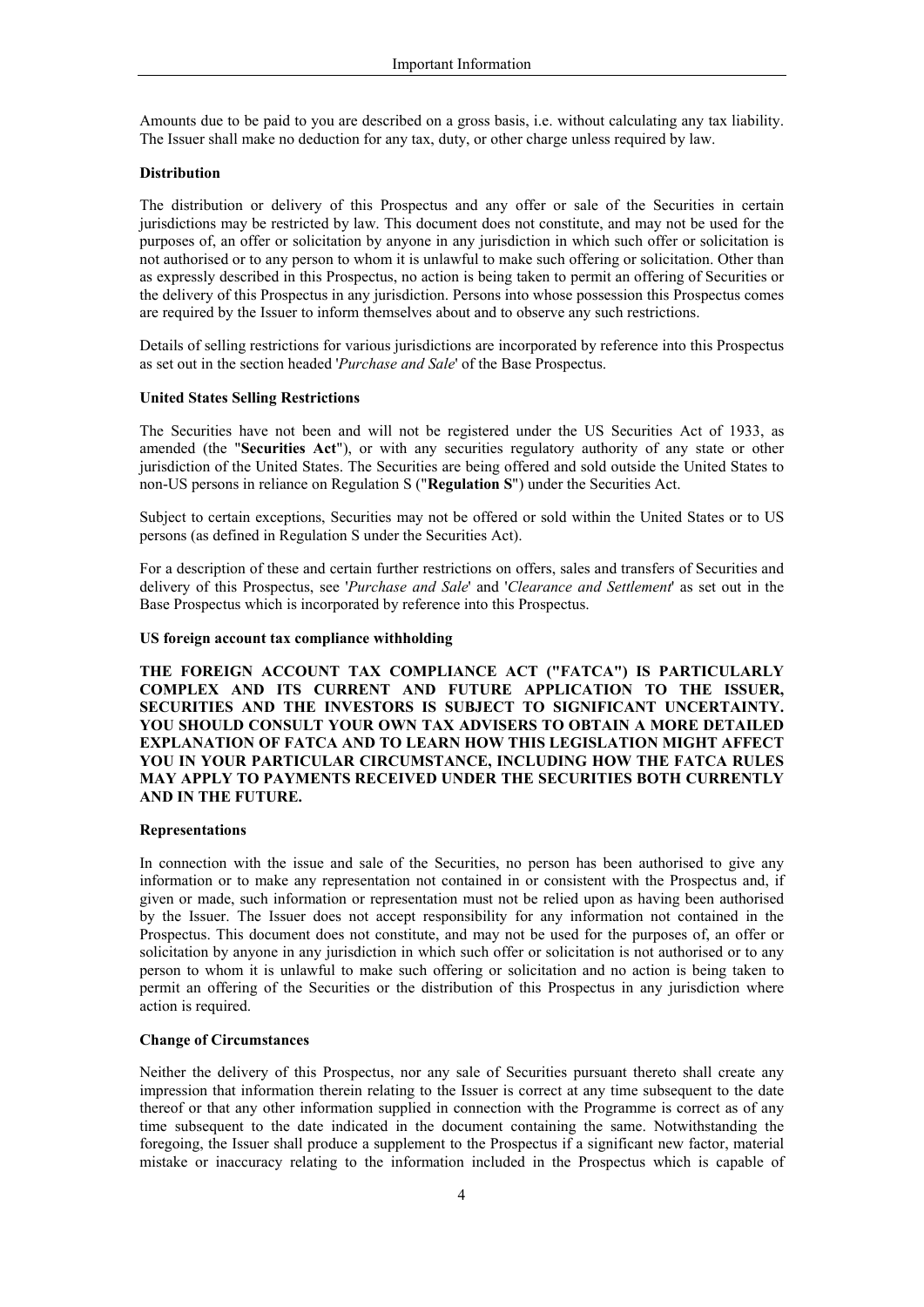Amounts due to be paid to you are described on a gross basis, i.e. without calculating any tax liability. The Issuer shall make no deduction for any tax, duty, or other charge unless required by law.

**Distribution**

The distribution or delivery of this Prospectus and any offer or sale of the Securities in certain jurisdictions may be restricted by law. This document does not constitute, and may not be used for the purposes of, an offer or solicitation by anyone in any jurisdiction in which such offer or solicitation is not authorised or to any person to whom it is unlawful to make such offering or solicitation. Other than as expressly described in this Prospectus, no action is being taken to permit an offering of Securities or the delivery of this Prospectus in any jurisdiction. Persons into whose possession this Prospectus comes are required by the Issuer to inform themselves about and to observe any such restrictions.

Details of selling restrictions for various jurisdictions are incorporated by reference into this Prospectus as set out in the section headed '*Purchase and Sale*' of the Base Prospectus.

**United States Selling Restrictions**

The Securities have not been and will not be registered under the US Securities Act of 1933, as amended (the "**Securities Act**"), or with any securities regulatory authority of any state or other jurisdiction of the United States. The Securities are being offered and sold outside the United States to non-US persons in reliance on Regulation S ("**Regulation S**") under the Securities Act.

Subject to certain exceptions, Securities may not be offered or sold within the United States or to US persons (as defined in Regulation S under the Securities Act).

For a description of these and certain further restrictions on offers, sales and transfers of Securities and delivery of this Prospectus, see '*Purchase and Sale*' and '*Clearance and Settlement*' as set out in the Base Prospectus which is incorporated by reference into this Prospectus.

**US foreign account tax compliance withholding**

**THE FOREIGN ACCOUNT TAX COMPLIANCE ACT ("FATCA") IS PARTICULARLY COMPLEX AND ITS CURRENT AND FUTURE APPLICATION TO THE ISSUER, SECURITIES AND THE INVESTORS IS SUBJECT TO SIGNIFICANT UNCERTAINTY. YOU SHOULD CONSULT YOUR OWN TAX ADVISERS TO OBTAIN A MORE DETAILED EXPLANATION OF FATCA AND TO LEARN HOW THIS LEGISLATION MIGHT AFFECT YOU IN YOUR PARTICULAR CIRCUMSTANCE, INCLUDING HOW THE FATCA RULES MAY APPLY TO PAYMENTS RECEIVED UNDER THE SECURITIES BOTH CURRENTLY AND IN THE FUTURE.**

**Representations**

In connection with the issue and sale of the Securities, no person has been authorised to give any information or to make any representation not contained in or consistent with the Prospectus and, if given or made, such information or representation must not be relied upon as having been authorised by the Issuer. The Issuer does not accept responsibility for any information not contained in the Prospectus. This document does not constitute, and may not be used for the purposes of, an offer or solicitation by anyone in any jurisdiction in which such offer or solicitation is not authorised or to any person to whom it is unlawful to make such offering or solicitation and no action is being taken to permit an offering of the Securities or the distribution of this Prospectus in any jurisdiction where action is required.

**Change of Circumstances**

Neither the delivery of this Prospectus, nor any sale of Securities pursuant thereto shall create any impression that information therein relating to the Issuer is correct at any time subsequent to the date thereof or that any other information supplied in connection with the Programme is correct as of any time subsequent to the date indicated in the document containing the same. Notwithstanding the foregoing, the Issuer shall produce a supplement to the Prospectus if a significant new factor, material mistake or inaccuracy relating to the information included in the Prospectus which is capable of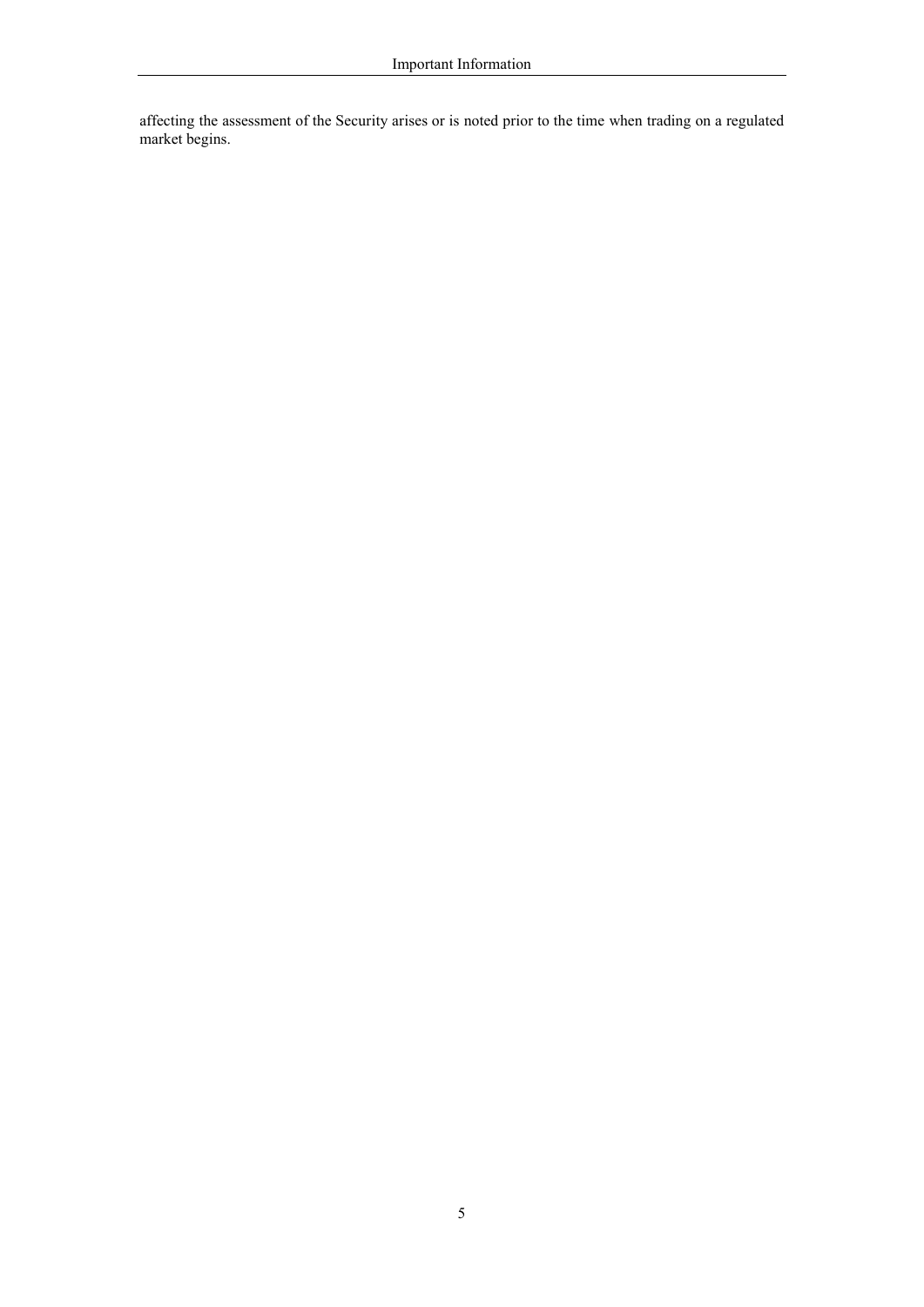affecting the assessment of the Security arises or is noted prior to the time when trading on a regulated market begins.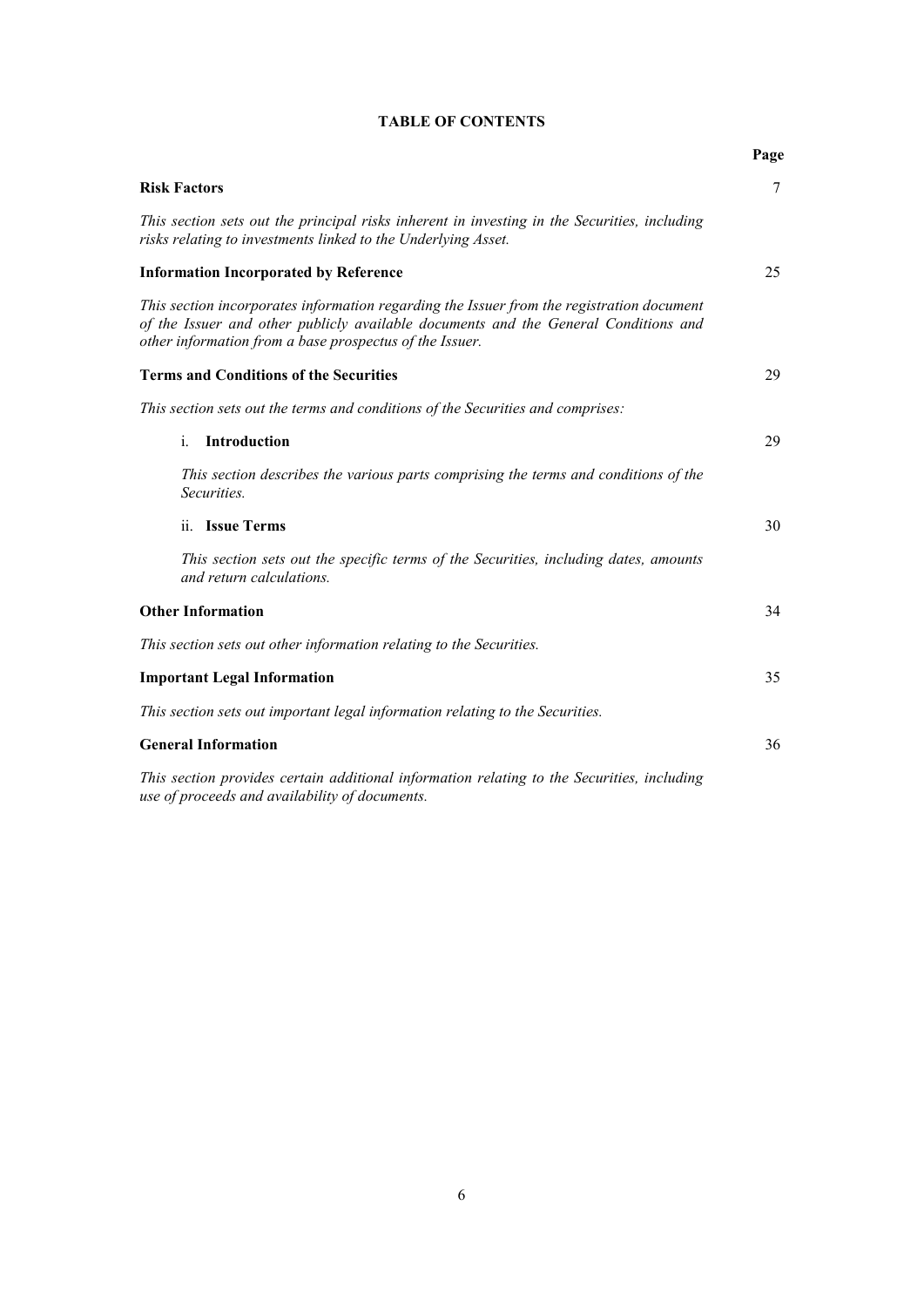## TABLE OF CONTENTS

| | Page |
|---|---|
| **Risk Factors** | 7 |
| *This section sets out the principal risks inherent in investing in the Securities, including risks relating to investments linked to the Underlying Asset.* | |
| **Information Incorporated by Reference** | 25 |
| *This section incorporates information regarding the Issuer from the registration document of the Issuer and other publicly available documents and the General Conditions and other information from a base prospectus of the Issuer.* | |
| **Terms and Conditions of the Securities** | 29 |
| *This section sets out the terms and conditions of the Securities and comprises:* | |
| i. **Introduction** | 29 |
| *This section describes the various parts comprising the terms and conditions of the Securities.* | |
| ii. **Issue Terms** | 30 |
| *This section sets out the specific terms of the Securities, including dates, amounts and return calculations.* | |
| **Other Information** | 34 |
| *This section sets out other information relating to the Securities.* | |
| **Important Legal Information** | 35 |
| *This section sets out important legal information relating to the Securities.* | |
| **General Information** | 36 |
| *This section provides certain additional information relating to the Securities, including use of proceeds and availability of documents.* | |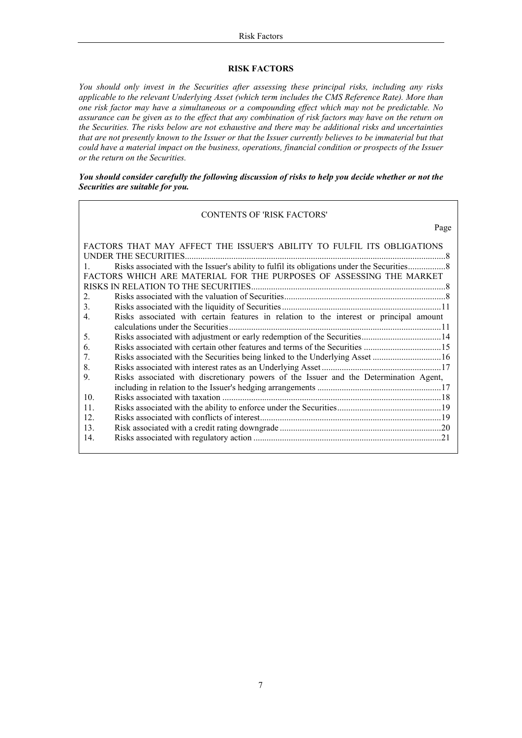# RISK FACTORS

*You should only invest in the Securities after assessing these principal risks, including any risks applicable to the relevant Underlying Asset (which term includes the CMS Reference Rate). More than one risk factor may have a simultaneous or a compounding effect which may not be predictable. No assurance can be given as to the effect that any combination of risk factors may have on the return on the Securities. The risks below are not exhaustive and there may be additional risks and uncertainties that are not presently known to the Issuer or that the Issuer currently believes to be immaterial but that could have a material impact on the business, operations, financial condition or prospects of the Issuer or the return on the Securities.*

***You should consider carefully the following discussion of risks to help you decide whether or not the Securities are suitable for you.***

CONTENTS OF 'RISK FACTORS'

| | | Page |
|---|---|---|
| FACTORS THAT MAY AFFECT THE ISSUER'S ABILITY TO FULFIL ITS OBLIGATIONS UNDER THE SECURITIES | | 8 |
| 1. | Risks associated with the Issuer's ability to fulfil its obligations under the Securities | 8 |
| FACTORS WHICH ARE MATERIAL FOR THE PURPOSES OF ASSESSING THE MARKET RISKS IN RELATION TO THE SECURITIES | | 8 |
| 2. | Risks associated with the valuation of Securities | 8 |
| 3. | Risks associated with the liquidity of Securities | 11 |
| 4. | Risks associated with certain features in relation to the interest or principal amount calculations under the Securities | 11 |
| 5. | Risks associated with adjustment or early redemption of the Securities | 14 |
| 6. | Risks associated with certain other features and terms of the Securities | 15 |
| 7. | Risks associated with the Securities being linked to the Underlying Asset | 16 |
| 8. | Risks associated with interest rates as an Underlying Asset | 17 |
| 9. | Risks associated with discretionary powers of the Issuer and the Determination Agent, including in relation to the Issuer's hedging arrangements | 17 |
| 10. | Risks associated with taxation | 18 |
| 11. | Risks associated with the ability to enforce under the Securities | 19 |
| 12. | Risks associated with conflicts of interest | 19 |
| 13. | Risk associated with a credit rating downgrade | 20 |
| 14. | Risks associated with regulatory action | 21 |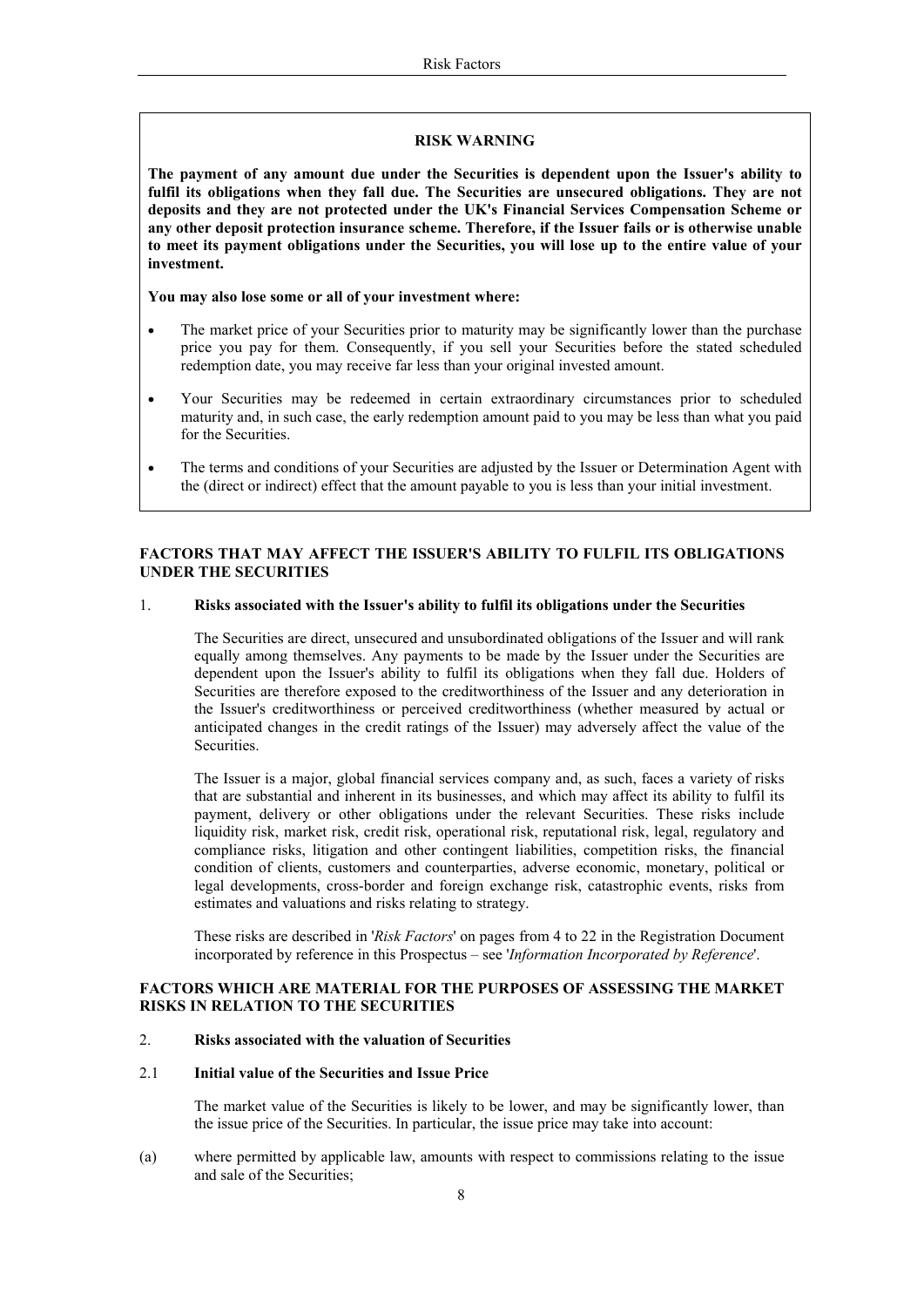**RISK WARNING**

**The payment of any amount due under the Securities is dependent upon the Issuer's ability to fulfil its obligations when they fall due. The Securities are unsecured obligations. They are not deposits and they are not protected under the UK's Financial Services Compensation Scheme or any other deposit protection insurance scheme. Therefore, if the Issuer fails or is otherwise unable to meet its payment obligations under the Securities, you will lose up to the entire value of your investment.**

**You may also lose some or all of your investment where:**

- The market price of your Securities prior to maturity may be significantly lower than the purchase price you pay for them. Consequently, if you sell your Securities before the stated scheduled redemption date, you may receive far less than your original invested amount.
- Your Securities may be redeemed in certain extraordinary circumstances prior to scheduled maturity and, in such case, the early redemption amount paid to you may be less than what you paid for the Securities.
- The terms and conditions of your Securities are adjusted by the Issuer or Determination Agent with the (direct or indirect) effect that the amount payable to you is less than your initial investment.

## FACTORS THAT MAY AFFECT THE ISSUER'S ABILITY TO FULFIL ITS OBLIGATIONS UNDER THE SECURITIES

### 1. Risks associated with the Issuer's ability to fulfil its obligations under the Securities

The Securities are direct, unsecured and unsubordinated obligations of the Issuer and will rank equally among themselves. Any payments to be made by the Issuer under the Securities are dependent upon the Issuer's ability to fulfil its obligations when they fall due. Holders of Securities are therefore exposed to the creditworthiness of the Issuer and any deterioration in the Issuer's creditworthiness or perceived creditworthiness (whether measured by actual or anticipated changes in the credit ratings of the Issuer) may adversely affect the value of the Securities.

The Issuer is a major, global financial services company and, as such, faces a variety of risks that are substantial and inherent in its businesses, and which may affect its ability to fulfil its payment, delivery or other obligations under the relevant Securities. These risks include liquidity risk, market risk, credit risk, operational risk, reputational risk, legal, regulatory and compliance risks, litigation and other contingent liabilities, competition risks, the financial condition of clients, customers and counterparties, adverse economic, monetary, political or legal developments, cross-border and foreign exchange risk, catastrophic events, risks from estimates and valuations and risks relating to strategy.

These risks are described in '*Risk Factors*' on pages from 4 to 22 in the Registration Document incorporated by reference in this Prospectus – see '*Information Incorporated by Reference*'.

## FACTORS WHICH ARE MATERIAL FOR THE PURPOSES OF ASSESSING THE MARKET RISKS IN RELATION TO THE SECURITIES

### 2. Risks associated with the valuation of Securities

#### 2.1 Initial value of the Securities and Issue Price

The market value of the Securities is likely to be lower, and may be significantly lower, than the issue price of the Securities. In particular, the issue price may take into account:

(a) where permitted by applicable law, amounts with respect to commissions relating to the issue and sale of the Securities;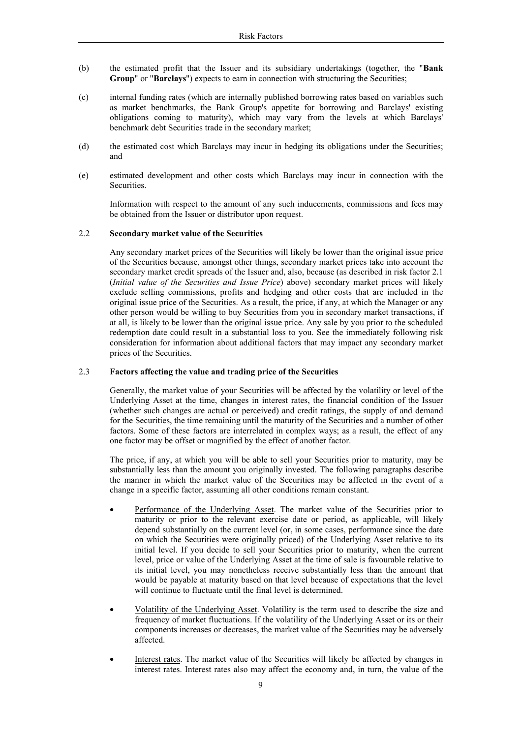(b) the estimated profit that the Issuer and its subsidiary undertakings (together, the "**Bank Group**" or "**Barclays**") expects to earn in connection with structuring the Securities;

(c) internal funding rates (which are internally published borrowing rates based on variables such as market benchmarks, the Bank Group's appetite for borrowing and Barclays' existing obligations coming to maturity), which may vary from the levels at which Barclays' benchmark debt Securities trade in the secondary market;

(d) the estimated cost which Barclays may incur in hedging its obligations under the Securities; and

(e) estimated development and other costs which Barclays may incur in connection with the Securities.

Information with respect to the amount of any such inducements, commissions and fees may be obtained from the Issuer or distributor upon request.

### 2.2 Secondary market value of the Securities

Any secondary market prices of the Securities will likely be lower than the original issue price of the Securities because, amongst other things, secondary market prices take into account the secondary market credit spreads of the Issuer and, also, because (as described in risk factor 2.1 (*Initial value of the Securities and Issue Price*) above) secondary market prices will likely exclude selling commissions, profits and hedging and other costs that are included in the original issue price of the Securities. As a result, the price, if any, at which the Manager or any other person would be willing to buy Securities from you in secondary market transactions, if at all, is likely to be lower than the original issue price. Any sale by you prior to the scheduled redemption date could result in a substantial loss to you. See the immediately following risk consideration for information about additional factors that may impact any secondary market prices of the Securities.

### 2.3 Factors affecting the value and trading price of the Securities

Generally, the market value of your Securities will be affected by the volatility or level of the Underlying Asset at the time, changes in interest rates, the financial condition of the Issuer (whether such changes are actual or perceived) and credit ratings, the supply of and demand for the Securities, the time remaining until the maturity of the Securities and a number of other factors. Some of these factors are interrelated in complex ways; as a result, the effect of any one factor may be offset or magnified by the effect of another factor.

The price, if any, at which you will be able to sell your Securities prior to maturity, may be substantially less than the amount you originally invested. The following paragraphs describe the manner in which the market value of the Securities may be affected in the event of a change in a specific factor, assuming all other conditions remain constant.

- Performance of the Underlying Asset. The market value of the Securities prior to maturity or prior to the relevant exercise date or period, as applicable, will likely depend substantially on the current level (or, in some cases, performance since the date on which the Securities were originally priced) of the Underlying Asset relative to its initial level. If you decide to sell your Securities prior to maturity, when the current level, price or value of the Underlying Asset at the time of sale is favourable relative to its initial level, you may nonetheless receive substantially less than the amount that would be payable at maturity based on that level because of expectations that the level will continue to fluctuate until the final level is determined.

- Volatility of the Underlying Asset. Volatility is the term used to describe the size and frequency of market fluctuations. If the volatility of the Underlying Asset or its or their components increases or decreases, the market value of the Securities may be adversely affected.

- Interest rates. The market value of the Securities will likely be affected by changes in interest rates. Interest rates also may affect the economy and, in turn, the value of the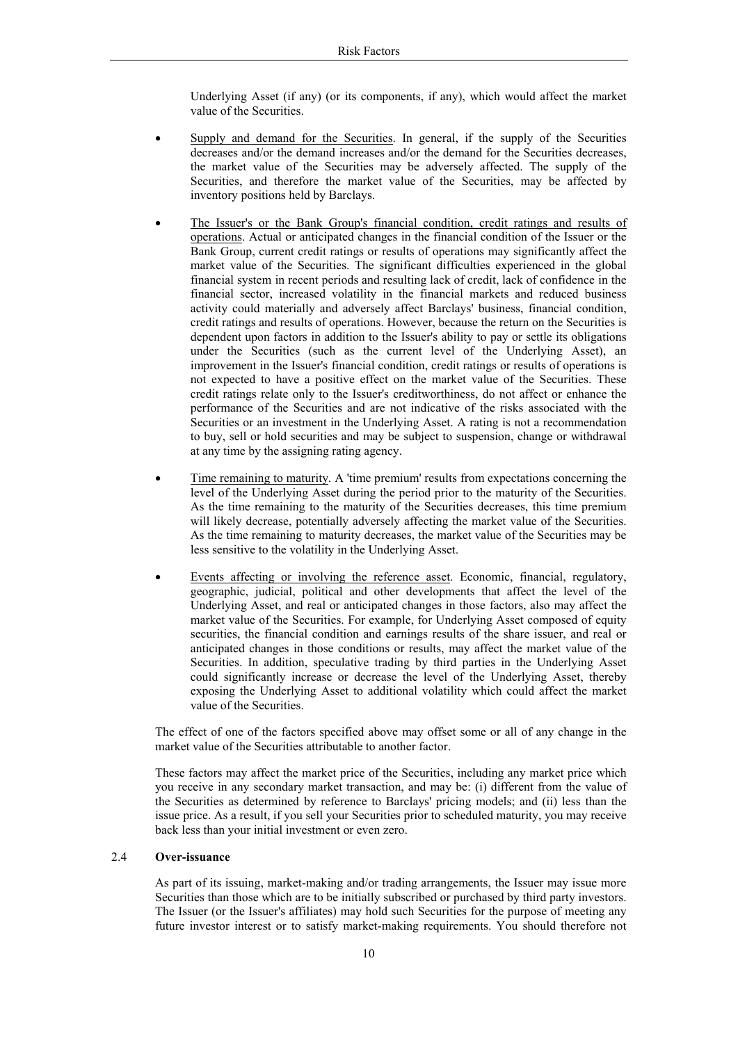Underlying Asset (if any) (or its components, if any), which would affect the market value of the Securities.

- Supply and demand for the Securities. In general, if the supply of the Securities decreases and/or the demand increases and/or the demand for the Securities decreases, the market value of the Securities may be adversely affected. The supply of the Securities, and therefore the market value of the Securities, may be affected by inventory positions held by Barclays.

- The Issuer's or the Bank Group's financial condition, credit ratings and results of operations. Actual or anticipated changes in the financial condition of the Issuer or the Bank Group, current credit ratings or results of operations may significantly affect the market value of the Securities. The significant difficulties experienced in the global financial system in recent periods and resulting lack of credit, lack of confidence in the financial sector, increased volatility in the financial markets and reduced business activity could materially and adversely affect Barclays' business, financial condition, credit ratings and results of operations. However, because the return on the Securities is dependent upon factors in addition to the Issuer's ability to pay or settle its obligations under the Securities (such as the current level of the Underlying Asset), an improvement in the Issuer's financial condition, credit ratings or results of operations is not expected to have a positive effect on the market value of the Securities. These credit ratings relate only to the Issuer's creditworthiness, do not affect or enhance the performance of the Securities and are not indicative of the risks associated with the Securities or an investment in the Underlying Asset. A rating is not a recommendation to buy, sell or hold securities and may be subject to suspension, change or withdrawal at any time by the assigning rating agency.

- Time remaining to maturity. A 'time premium' results from expectations concerning the level of the Underlying Asset during the period prior to the maturity of the Securities. As the time remaining to the maturity of the Securities decreases, this time premium will likely decrease, potentially adversely affecting the market value of the Securities. As the time remaining to maturity decreases, the market value of the Securities may be less sensitive to the volatility in the Underlying Asset.

- Events affecting or involving the reference asset. Economic, financial, regulatory, geographic, judicial, political and other developments that affect the level of the Underlying Asset, and real or anticipated changes in those factors, also may affect the market value of the Securities. For example, for Underlying Asset composed of equity securities, the financial condition and earnings results of the share issuer, and real or anticipated changes in those conditions or results, may affect the market value of the Securities. In addition, speculative trading by third parties in the Underlying Asset could significantly increase or decrease the level of the Underlying Asset, thereby exposing the Underlying Asset to additional volatility which could affect the market value of the Securities.

The effect of one of the factors specified above may offset some or all of any change in the market value of the Securities attributable to another factor.

These factors may affect the market price of the Securities, including any market price which you receive in any secondary market transaction, and may be: (i) different from the value of the Securities as determined by reference to Barclays' pricing models; and (ii) less than the issue price. As a result, if you sell your Securities prior to scheduled maturity, you may receive back less than your initial investment or even zero.

### 2.4 **Over-issuance**

As part of its issuing, market-making and/or trading arrangements, the Issuer may issue more Securities than those which are to be initially subscribed or purchased by third party investors. The Issuer (or the Issuer's affiliates) may hold such Securities for the purpose of meeting any future investor interest or to satisfy market-making requirements. You should therefore not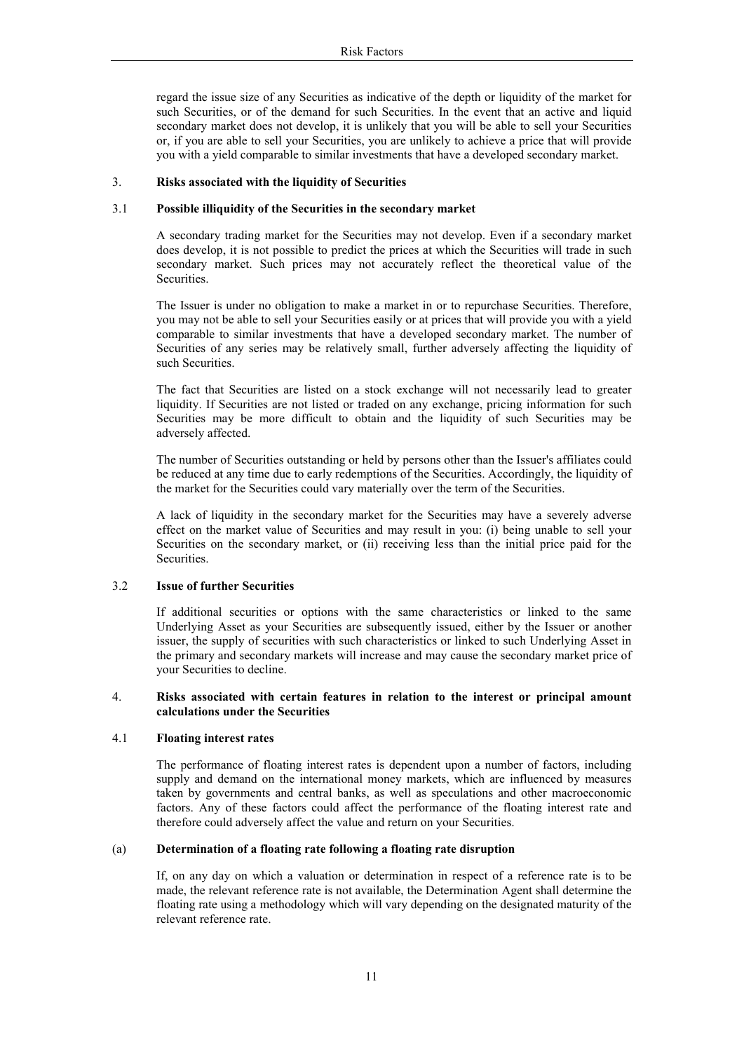regard the issue size of any Securities as indicative of the depth or liquidity of the market for such Securities, or of the demand for such Securities. In the event that an active and liquid secondary market does not develop, it is unlikely that you will be able to sell your Securities or, if you are able to sell your Securities, you are unlikely to achieve a price that will provide you with a yield comparable to similar investments that have a developed secondary market.

## 3. Risks associated with the liquidity of Securities

### 3.1 Possible illiquidity of the Securities in the secondary market

A secondary trading market for the Securities may not develop. Even if a secondary market does develop, it is not possible to predict the prices at which the Securities will trade in such secondary market. Such prices may not accurately reflect the theoretical value of the Securities.

The Issuer is under no obligation to make a market in or to repurchase Securities. Therefore, you may not be able to sell your Securities easily or at prices that will provide you with a yield comparable to similar investments that have a developed secondary market. The number of Securities of any series may be relatively small, further adversely affecting the liquidity of such Securities.

The fact that Securities are listed on a stock exchange will not necessarily lead to greater liquidity. If Securities are not listed or traded on any exchange, pricing information for such Securities may be more difficult to obtain and the liquidity of such Securities may be adversely affected.

The number of Securities outstanding or held by persons other than the Issuer's affiliates could be reduced at any time due to early redemptions of the Securities. Accordingly, the liquidity of the market for the Securities could vary materially over the term of the Securities.

A lack of liquidity in the secondary market for the Securities may have a severely adverse effect on the market value of Securities and may result in you: (i) being unable to sell your Securities on the secondary market, or (ii) receiving less than the initial price paid for the Securities.

### 3.2 Issue of further Securities

If additional securities or options with the same characteristics or linked to the same Underlying Asset as your Securities are subsequently issued, either by the Issuer or another issuer, the supply of securities with such characteristics or linked to such Underlying Asset in the primary and secondary markets will increase and may cause the secondary market price of your Securities to decline.

## 4. Risks associated with certain features in relation to the interest or principal amount calculations under the Securities

### 4.1 Floating interest rates

The performance of floating interest rates is dependent upon a number of factors, including supply and demand on the international money markets, which are influenced by measures taken by governments and central banks, as well as speculations and other macroeconomic factors. Any of these factors could affect the performance of the floating interest rate and therefore could adversely affect the value and return on your Securities.

#### (a) Determination of a floating rate following a floating rate disruption

If, on any day on which a valuation or determination in respect of a reference rate is to be made, the relevant reference rate is not available, the Determination Agent shall determine the floating rate using a methodology which will vary depending on the designated maturity of the relevant reference rate.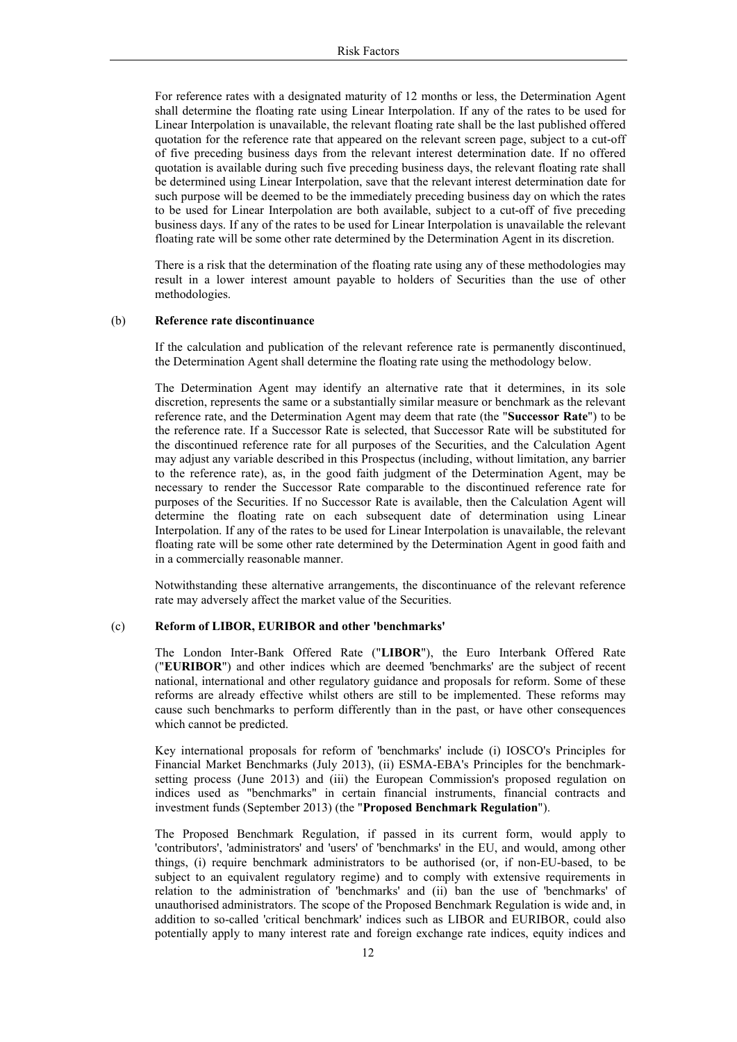For reference rates with a designated maturity of 12 months or less, the Determination Agent shall determine the floating rate using Linear Interpolation. If any of the rates to be used for Linear Interpolation is unavailable, the relevant floating rate shall be the last published offered quotation for the reference rate that appeared on the relevant screen page, subject to a cut-off of five preceding business days from the relevant interest determination date. If no offered quotation is available during such five preceding business days, the relevant floating rate shall be determined using Linear Interpolation, save that the relevant interest determination date for such purpose will be deemed to be the immediately preceding business day on which the rates to be used for Linear Interpolation are both available, subject to a cut-off of five preceding business days. If any of the rates to be used for Linear Interpolation is unavailable the relevant floating rate will be some other rate determined by the Determination Agent in its discretion.

There is a risk that the determination of the floating rate using any of these methodologies may result in a lower interest amount payable to holders of Securities than the use of other methodologies.

(b) **Reference rate discontinuance**

If the calculation and publication of the relevant reference rate is permanently discontinued, the Determination Agent shall determine the floating rate using the methodology below.

The Determination Agent may identify an alternative rate that it determines, in its sole discretion, represents the same or a substantially similar measure or benchmark as the relevant reference rate, and the Determination Agent may deem that rate (the "**Successor Rate**") to be the reference rate. If a Successor Rate is selected, that Successor Rate will be substituted for the discontinued reference rate for all purposes of the Securities, and the Calculation Agent may adjust any variable described in this Prospectus (including, without limitation, any barrier to the reference rate), as, in the good faith judgment of the Determination Agent, may be necessary to render the Successor Rate comparable to the discontinued reference rate for purposes of the Securities. If no Successor Rate is available, then the Calculation Agent will determine the floating rate on each subsequent date of determination using Linear Interpolation. If any of the rates to be used for Linear Interpolation is unavailable, the relevant floating rate will be some other rate determined by the Determination Agent in good faith and in a commercially reasonable manner.

Notwithstanding these alternative arrangements, the discontinuance of the relevant reference rate may adversely affect the market value of the Securities.

(c) **Reform of LIBOR, EURIBOR and other 'benchmarks'**

The London Inter-Bank Offered Rate ("**LIBOR**"), the Euro Interbank Offered Rate ("**EURIBOR**") and other indices which are deemed 'benchmarks' are the subject of recent national, international and other regulatory guidance and proposals for reform. Some of these reforms are already effective whilst others are still to be implemented. These reforms may cause such benchmarks to perform differently than in the past, or have other consequences which cannot be predicted.

Key international proposals for reform of 'benchmarks' include (i) IOSCO's Principles for Financial Market Benchmarks (July 2013), (ii) ESMA-EBA's Principles for the benchmark-setting process (June 2013) and (iii) the European Commission's proposed regulation on indices used as "benchmarks" in certain financial instruments, financial contracts and investment funds (September 2013) (the "**Proposed Benchmark Regulation**").

The Proposed Benchmark Regulation, if passed in its current form, would apply to 'contributors', 'administrators' and 'users' of 'benchmarks' in the EU, and would, among other things, (i) require benchmark administrators to be authorised (or, if non-EU-based, to be subject to an equivalent regulatory regime) and to comply with extensive requirements in relation to the administration of 'benchmarks' and (ii) ban the use of 'benchmarks' of unauthorised administrators. The scope of the Proposed Benchmark Regulation is wide and, in addition to so-called 'critical benchmark' indices such as LIBOR and EURIBOR, could also potentially apply to many interest rate and foreign exchange rate indices, equity indices and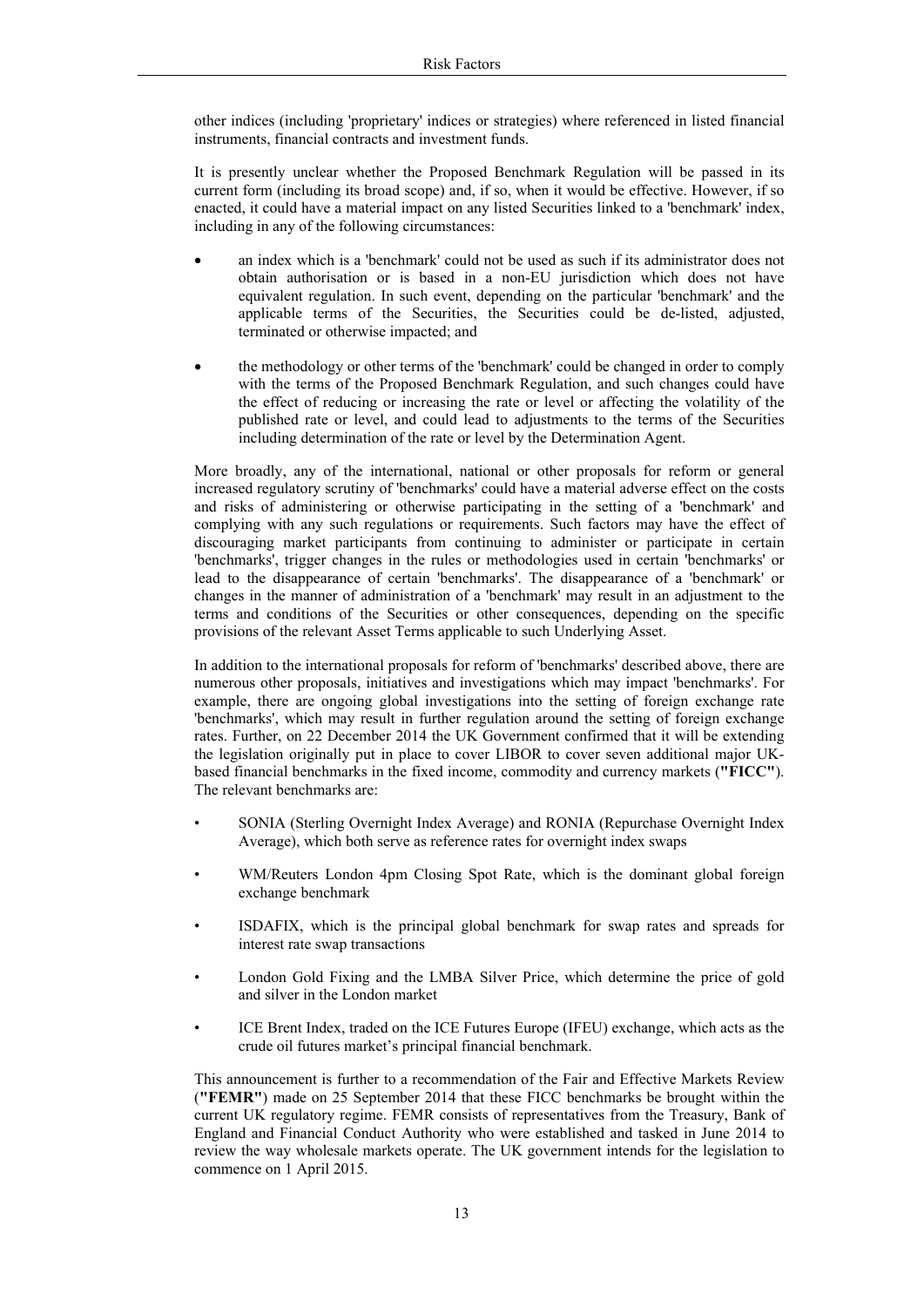other indices (including 'proprietary' indices or strategies) where referenced in listed financial instruments, financial contracts and investment funds.

It is presently unclear whether the Proposed Benchmark Regulation will be passed in its current form (including its broad scope) and, if so, when it would be effective. However, if so enacted, it could have a material impact on any listed Securities linked to a 'benchmark' index, including in any of the following circumstances:

- an index which is a 'benchmark' could not be used as such if its administrator does not obtain authorisation or is based in a non-EU jurisdiction which does not have equivalent regulation. In such event, depending on the particular 'benchmark' and the applicable terms of the Securities, the Securities could be de-listed, adjusted, terminated or otherwise impacted; and
- the methodology or other terms of the 'benchmark' could be changed in order to comply with the terms of the Proposed Benchmark Regulation, and such changes could have the effect of reducing or increasing the rate or level or affecting the volatility of the published rate or level, and could lead to adjustments to the terms of the Securities including determination of the rate or level by the Determination Agent.

More broadly, any of the international, national or other proposals for reform or general increased regulatory scrutiny of 'benchmarks' could have a material adverse effect on the costs and risks of administering or otherwise participating in the setting of a 'benchmark' and complying with any such regulations or requirements. Such factors may have the effect of discouraging market participants from continuing to administer or participate in certain 'benchmarks', trigger changes in the rules or methodologies used in certain 'benchmarks' or lead to the disappearance of certain 'benchmarks'. The disappearance of a 'benchmark' or changes in the manner of administration of a 'benchmark' may result in an adjustment to the terms and conditions of the Securities or other consequences, depending on the specific provisions of the relevant Asset Terms applicable to such Underlying Asset.

In addition to the international proposals for reform of 'benchmarks' described above, there are numerous other proposals, initiatives and investigations which may impact 'benchmarks'. For example, there are ongoing global investigations into the setting of foreign exchange rate 'benchmarks', which may result in further regulation around the setting of foreign exchange rates. Further, on 22 December 2014 the UK Government confirmed that it will be extending the legislation originally put in place to cover LIBOR to cover seven additional major UK-based financial benchmarks in the fixed income, commodity and currency markets (**"FICC"**). The relevant benchmarks are:

- SONIA (Sterling Overnight Index Average) and RONIA (Repurchase Overnight Index Average), which both serve as reference rates for overnight index swaps
- WM/Reuters London 4pm Closing Spot Rate, which is the dominant global foreign exchange benchmark
- ISDAFIX, which is the principal global benchmark for swap rates and spreads for interest rate swap transactions
- London Gold Fixing and the LMBA Silver Price, which determine the price of gold and silver in the London market
- ICE Brent Index, traded on the ICE Futures Europe (IFEU) exchange, which acts as the crude oil futures market's principal financial benchmark.

This announcement is further to a recommendation of the Fair and Effective Markets Review (**"FEMR"**) made on 25 September 2014 that these FICC benchmarks be brought within the current UK regulatory regime. FEMR consists of representatives from the Treasury, Bank of England and Financial Conduct Authority who were established and tasked in June 2014 to review the way wholesale markets operate. The UK government intends for the legislation to commence on 1 April 2015.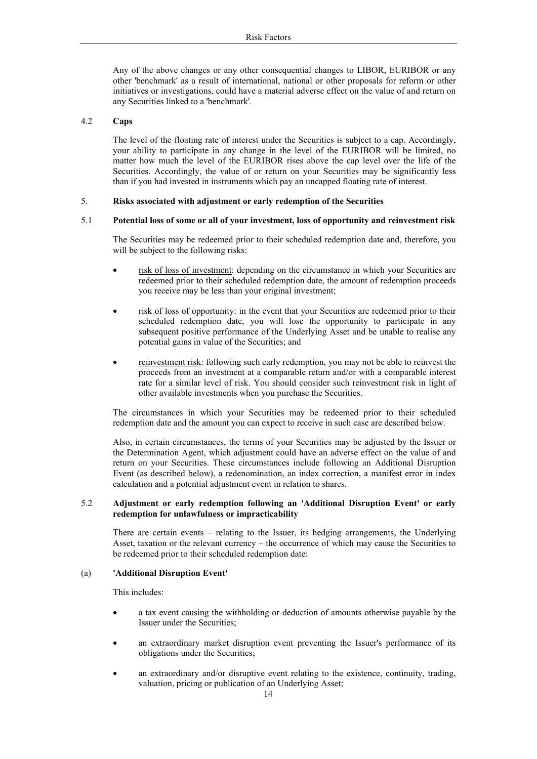Any of the above changes or any other consequential changes to LIBOR, EURIBOR or any other 'benchmark' as a result of international, national or other proposals for reform or other initiatives or investigations, could have a material adverse effect on the value of and return on any Securities linked to a 'benchmark'.

### 4.2 Caps

The level of the floating rate of interest under the Securities is subject to a cap. Accordingly, your ability to participate in any change in the level of the EURIBOR will be limited, no matter how much the level of the EURIBOR rises above the cap level over the life of the Securities. Accordingly, the value of or return on your Securities may be significantly less than if you had invested in instruments which pay an uncapped floating rate of interest.

## 5. Risks associated with adjustment or early redemption of the Securities

### 5.1 Potential loss of some or all of your investment, loss of opportunity and reinvestment risk

The Securities may be redeemed prior to their scheduled redemption date and, therefore, you will be subject to the following risks:

- risk of loss of investment: depending on the circumstance in which your Securities are redeemed prior to their scheduled redemption date, the amount of redemption proceeds you receive may be less than your original investment;
- risk of loss of opportunity: in the event that your Securities are redeemed prior to their scheduled redemption date, you will lose the opportunity to participate in any subsequent positive performance of the Underlying Asset and be unable to realise any potential gains in value of the Securities; and
- reinvestment risk: following such early redemption, you may not be able to reinvest the proceeds from an investment at a comparable return and/or with a comparable interest rate for a similar level of risk. You should consider such reinvestment risk in light of other available investments when you purchase the Securities.

The circumstances in which your Securities may be redeemed prior to their scheduled redemption date and the amount you can expect to receive in such case are described below.

Also, in certain circumstances, the terms of your Securities may be adjusted by the Issuer or the Determination Agent, which adjustment could have an adverse effect on the value of and return on your Securities. These circumstances include following an Additional Disruption Event (as described below), a redenomination, an index correction, a manifest error in index calculation and a potential adjustment event in relation to shares.

### 5.2 Adjustment or early redemption following an 'Additional Disruption Event' or early redemption for unlawfulness or impracticability

There are certain events – relating to the Issuer, its hedging arrangements, the Underlying Asset, taxation or the relevant currency – the occurrence of which may cause the Securities to be redeemed prior to their scheduled redemption date:

#### (a) 'Additional Disruption Event'

This includes:

- a tax event causing the withholding or deduction of amounts otherwise payable by the Issuer under the Securities;
- an extraordinary market disruption event preventing the Issuer's performance of its obligations under the Securities;
- an extraordinary and/or disruptive event relating to the existence, continuity, trading, valuation, pricing or publication of an Underlying Asset;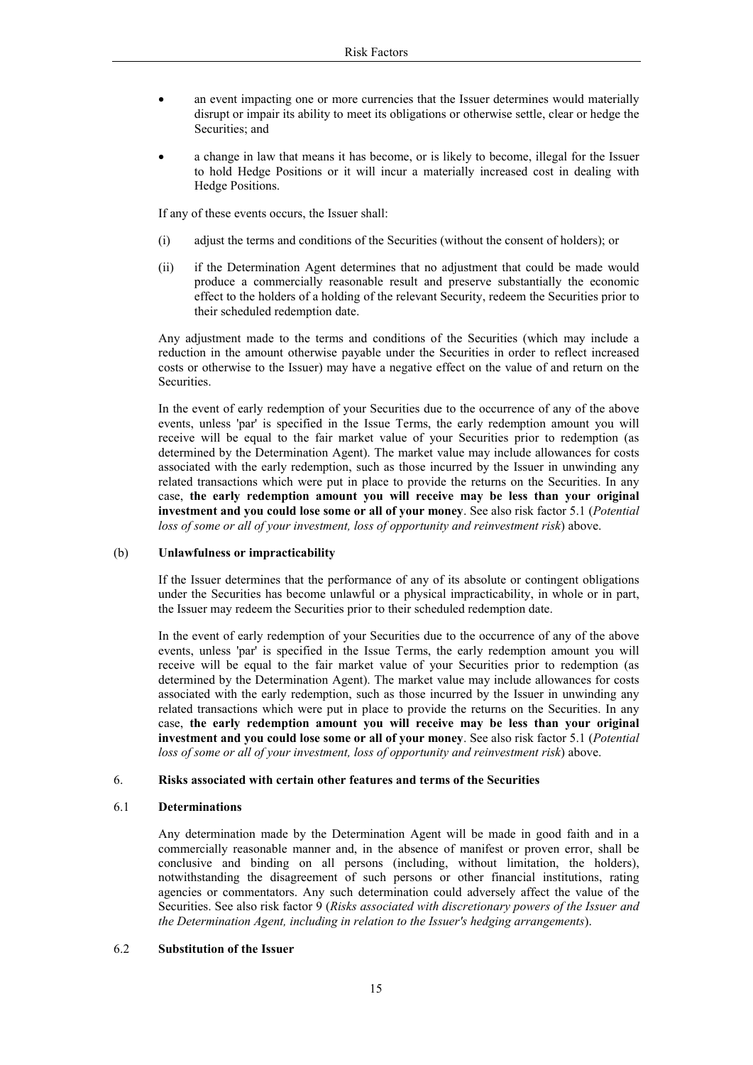- an event impacting one or more currencies that the Issuer determines would materially disrupt or impair its ability to meet its obligations or otherwise settle, clear or hedge the Securities; and
- a change in law that means it has become, or is likely to become, illegal for the Issuer to hold Hedge Positions or it will incur a materially increased cost in dealing with Hedge Positions.

If any of these events occurs, the Issuer shall:

(i) adjust the terms and conditions of the Securities (without the consent of holders); or

(ii) if the Determination Agent determines that no adjustment that could be made would produce a commercially reasonable result and preserve substantially the economic effect to the holders of a holding of the relevant Security, redeem the Securities prior to their scheduled redemption date.

Any adjustment made to the terms and conditions of the Securities (which may include a reduction in the amount otherwise payable under the Securities in order to reflect increased costs or otherwise to the Issuer) may have a negative effect on the value of and return on the Securities.

In the event of early redemption of your Securities due to the occurrence of any of the above events, unless 'par' is specified in the Issue Terms, the early redemption amount you will receive will be equal to the fair market value of your Securities prior to redemption (as determined by the Determination Agent). The market value may include allowances for costs associated with the early redemption, such as those incurred by the Issuer in unwinding any related transactions which were put in place to provide the returns on the Securities. In any case, **the early redemption amount you will receive may be less than your original investment and you could lose some or all of your money**. See also risk factor 5.1 (*Potential loss of some or all of your investment, loss of opportunity and reinvestment risk*) above.

### (b) Unlawfulness or impracticability

If the Issuer determines that the performance of any of its absolute or contingent obligations under the Securities has become unlawful or a physical impracticability, in whole or in part, the Issuer may redeem the Securities prior to their scheduled redemption date.

In the event of early redemption of your Securities due to the occurrence of any of the above events, unless 'par' is specified in the Issue Terms, the early redemption amount you will receive will be equal to the fair market value of your Securities prior to redemption (as determined by the Determination Agent). The market value may include allowances for costs associated with the early redemption, such as those incurred by the Issuer in unwinding any related transactions which were put in place to provide the returns on the Securities. In any case, **the early redemption amount you will receive may be less than your original investment and you could lose some or all of your money**. See also risk factor 5.1 (*Potential loss of some or all of your investment, loss of opportunity and reinvestment risk*) above.

## 6. Risks associated with certain other features and terms of the Securities

### 6.1 Determinations

Any determination made by the Determination Agent will be made in good faith and in a commercially reasonable manner and, in the absence of manifest or proven error, shall be conclusive and binding on all persons (including, without limitation, the holders), notwithstanding the disagreement of such persons or other financial institutions, rating agencies or commentators. Any such determination could adversely affect the value of the Securities. See also risk factor 9 (*Risks associated with discretionary powers of the Issuer and the Determination Agent, including in relation to the Issuer's hedging arrangements*).

### 6.2 Substitution of the Issuer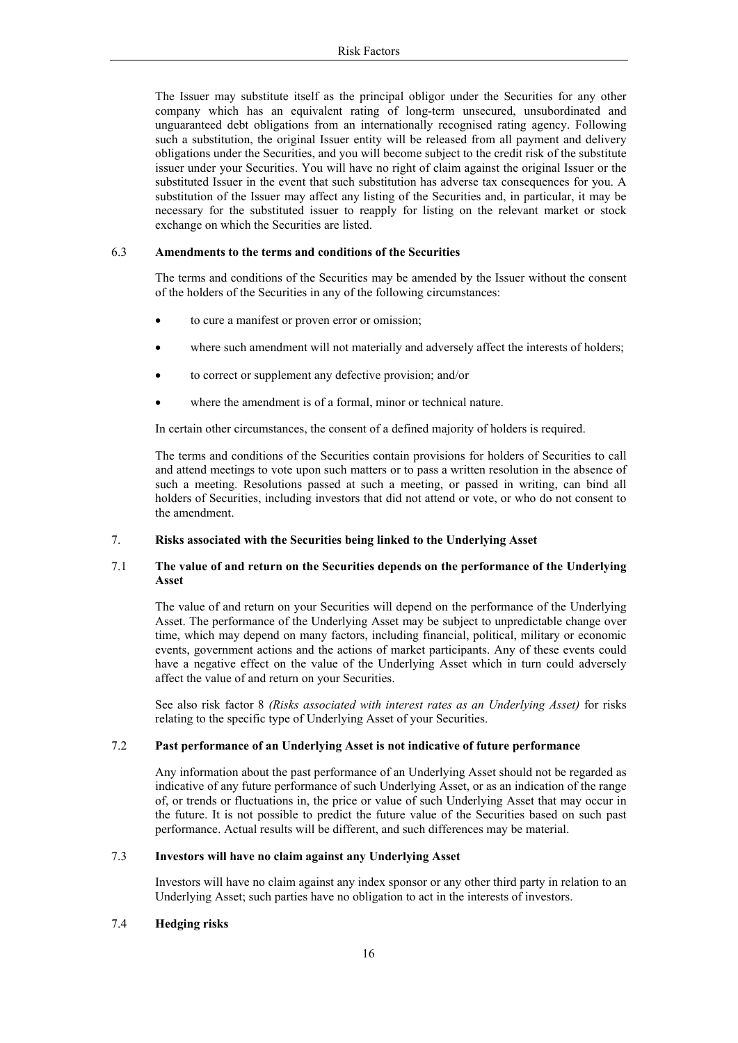The Issuer may substitute itself as the principal obligor under the Securities for any other company which has an equivalent rating of long-term unsecured, unsubordinated and unguaranteed debt obligations from an internationally recognised rating agency. Following such a substitution, the original Issuer entity will be released from all payment and delivery obligations under the Securities, and you will become subject to the credit risk of the substitute issuer under your Securities. You will have no right of claim against the original Issuer or the substituted Issuer in the event that such substitution has adverse tax consequences for you. A substitution of the Issuer may affect any listing of the Securities and, in particular, it may be necessary for the substituted issuer to reapply for listing on the relevant market or stock exchange on which the Securities are listed.

### 6.3 Amendments to the terms and conditions of the Securities

The terms and conditions of the Securities may be amended by the Issuer without the consent of the holders of the Securities in any of the following circumstances:

- to cure a manifest or proven error or omission;
- where such amendment will not materially and adversely affect the interests of holders;
- to correct or supplement any defective provision; and/or
- where the amendment is of a formal, minor or technical nature.

In certain other circumstances, the consent of a defined majority of holders is required.

The terms and conditions of the Securities contain provisions for holders of Securities to call and attend meetings to vote upon such matters or to pass a written resolution in the absence of such a meeting. Resolutions passed at such a meeting, or passed in writing, can bind all holders of Securities, including investors that did not attend or vote, or who do not consent to the amendment.

## 7. Risks associated with the Securities being linked to the Underlying Asset

### 7.1 The value of and return on the Securities depends on the performance of the Underlying Asset

The value of and return on your Securities will depend on the performance of the Underlying Asset. The performance of the Underlying Asset may be subject to unpredictable change over time, which may depend on many factors, including financial, political, military or economic events, government actions and the actions of market participants. Any of these events could have a negative effect on the value of the Underlying Asset which in turn could adversely affect the value of and return on your Securities.

See also risk factor 8 *(Risks associated with interest rates as an Underlying Asset)* for risks relating to the specific type of Underlying Asset of your Securities.

### 7.2 Past performance of an Underlying Asset is not indicative of future performance

Any information about the past performance of an Underlying Asset should not be regarded as indicative of any future performance of such Underlying Asset, or as an indication of the range of, or trends or fluctuations in, the price or value of such Underlying Asset that may occur in the future. It is not possible to predict the future value of the Securities based on such past performance. Actual results will be different, and such differences may be material.

### 7.3 Investors will have no claim against any Underlying Asset

Investors will have no claim against any index sponsor or any other third party in relation to an Underlying Asset; such parties have no obligation to act in the interests of investors.

### 7.4 Hedging risks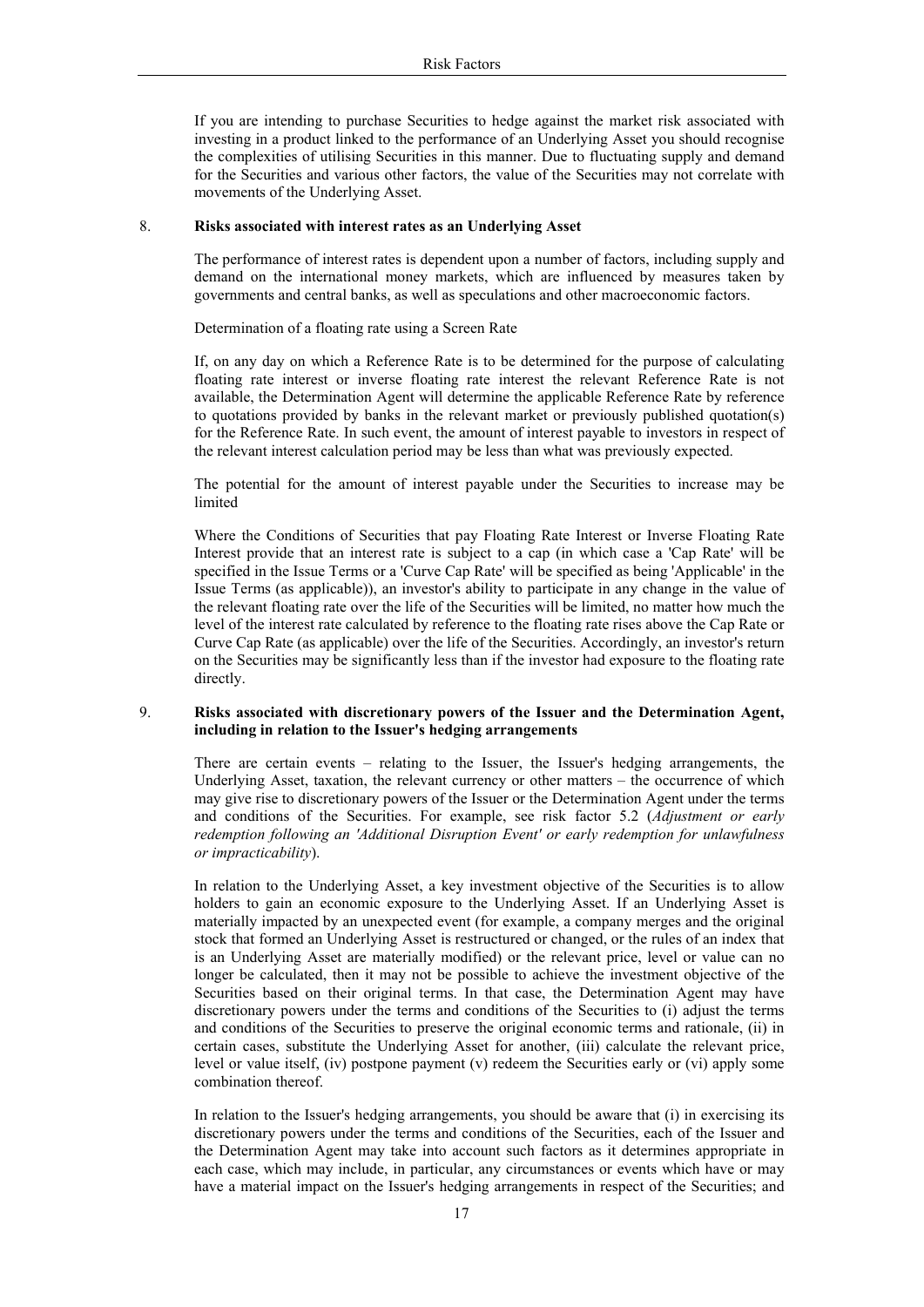If you are intending to purchase Securities to hedge against the market risk associated with investing in a product linked to the performance of an Underlying Asset you should recognise the complexities of utilising Securities in this manner. Due to fluctuating supply and demand for the Securities and various other factors, the value of the Securities may not correlate with movements of the Underlying Asset.

## 8. Risks associated with interest rates as an Underlying Asset

The performance of interest rates is dependent upon a number of factors, including supply and demand on the international money markets, which are influenced by measures taken by governments and central banks, as well as speculations and other macroeconomic factors.

Determination of a floating rate using a Screen Rate

If, on any day on which a Reference Rate is to be determined for the purpose of calculating floating rate interest or inverse floating rate interest the relevant Reference Rate is not available, the Determination Agent will determine the applicable Reference Rate by reference to quotations provided by banks in the relevant market or previously published quotation(s) for the Reference Rate. In such event, the amount of interest payable to investors in respect of the relevant interest calculation period may be less than what was previously expected.

The potential for the amount of interest payable under the Securities to increase may be limited

Where the Conditions of Securities that pay Floating Rate Interest or Inverse Floating Rate Interest provide that an interest rate is subject to a cap (in which case a 'Cap Rate' will be specified in the Issue Terms or a 'Curve Cap Rate' will be specified as being 'Applicable' in the Issue Terms (as applicable)), an investor's ability to participate in any change in the value of the relevant floating rate over the life of the Securities will be limited, no matter how much the level of the interest rate calculated by reference to the floating rate rises above the Cap Rate or Curve Cap Rate (as applicable) over the life of the Securities. Accordingly, an investor's return on the Securities may be significantly less than if the investor had exposure to the floating rate directly.

## 9. Risks associated with discretionary powers of the Issuer and the Determination Agent, including in relation to the Issuer's hedging arrangements

There are certain events – relating to the Issuer, the Issuer's hedging arrangements, the Underlying Asset, taxation, the relevant currency or other matters – the occurrence of which may give rise to discretionary powers of the Issuer or the Determination Agent under the terms and conditions of the Securities. For example, see risk factor 5.2 (*Adjustment or early redemption following an 'Additional Disruption Event' or early redemption for unlawfulness or impracticability*).

In relation to the Underlying Asset, a key investment objective of the Securities is to allow holders to gain an economic exposure to the Underlying Asset. If an Underlying Asset is materially impacted by an unexpected event (for example, a company merges and the original stock that formed an Underlying Asset is restructured or changed, or the rules of an index that is an Underlying Asset are materially modified) or the relevant price, level or value can no longer be calculated, then it may not be possible to achieve the investment objective of the Securities based on their original terms. In that case, the Determination Agent may have discretionary powers under the terms and conditions of the Securities to (i) adjust the terms and conditions of the Securities to preserve the original economic terms and rationale, (ii) in certain cases, substitute the Underlying Asset for another, (iii) calculate the relevant price, level or value itself, (iv) postpone payment (v) redeem the Securities early or (vi) apply some combination thereof.

In relation to the Issuer's hedging arrangements, you should be aware that (i) in exercising its discretionary powers under the terms and conditions of the Securities, each of the Issuer and the Determination Agent may take into account such factors as it determines appropriate in each case, which may include, in particular, any circumstances or events which have or may have a material impact on the Issuer's hedging arrangements in respect of the Securities; and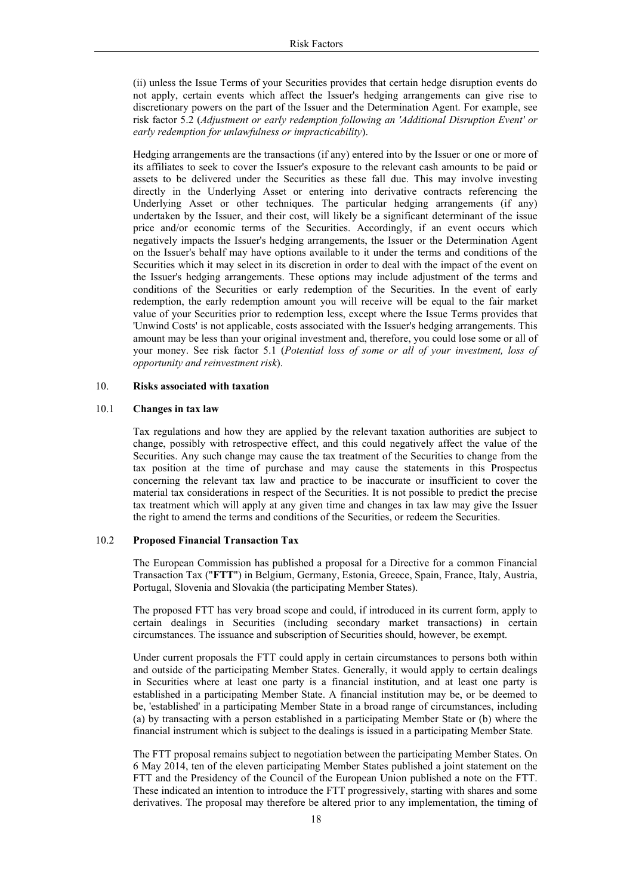(ii) unless the Issue Terms of your Securities provides that certain hedge disruption events do not apply, certain events which affect the Issuer's hedging arrangements can give rise to discretionary powers on the part of the Issuer and the Determination Agent. For example, see risk factor 5.2 (*Adjustment or early redemption following an 'Additional Disruption Event' or early redemption for unlawfulness or impracticability*).

Hedging arrangements are the transactions (if any) entered into by the Issuer or one or more of its affiliates to seek to cover the Issuer's exposure to the relevant cash amounts to be paid or assets to be delivered under the Securities as these fall due. This may involve investing directly in the Underlying Asset or entering into derivative contracts referencing the Underlying Asset or other techniques. The particular hedging arrangements (if any) undertaken by the Issuer, and their cost, will likely be a significant determinant of the issue price and/or economic terms of the Securities. Accordingly, if an event occurs which negatively impacts the Issuer's hedging arrangements, the Issuer or the Determination Agent on the Issuer's behalf may have options available to it under the terms and conditions of the Securities which it may select in its discretion in order to deal with the impact of the event on the Issuer's hedging arrangements. These options may include adjustment of the terms and conditions of the Securities or early redemption of the Securities. In the event of early redemption, the early redemption amount you will receive will be equal to the fair market value of your Securities prior to redemption less, except where the Issue Terms provides that 'Unwind Costs' is not applicable, costs associated with the Issuer's hedging arrangements. This amount may be less than your original investment and, therefore, you could lose some or all of your money. See risk factor 5.1 (*Potential loss of some or all of your investment, loss of opportunity and reinvestment risk*).

## 10. Risks associated with taxation

### 10.1 Changes in tax law

Tax regulations and how they are applied by the relevant taxation authorities are subject to change, possibly with retrospective effect, and this could negatively affect the value of the Securities. Any such change may cause the tax treatment of the Securities to change from the tax position at the time of purchase and may cause the statements in this Prospectus concerning the relevant tax law and practice to be inaccurate or insufficient to cover the material tax considerations in respect of the Securities. It is not possible to predict the precise tax treatment which will apply at any given time and changes in tax law may give the Issuer the right to amend the terms and conditions of the Securities, or redeem the Securities.

### 10.2 Proposed Financial Transaction Tax

The European Commission has published a proposal for a Directive for a common Financial Transaction Tax ("**FTT**") in Belgium, Germany, Estonia, Greece, Spain, France, Italy, Austria, Portugal, Slovenia and Slovakia (the participating Member States).

The proposed FTT has very broad scope and could, if introduced in its current form, apply to certain dealings in Securities (including secondary market transactions) in certain circumstances. The issuance and subscription of Securities should, however, be exempt.

Under current proposals the FTT could apply in certain circumstances to persons both within and outside of the participating Member States. Generally, it would apply to certain dealings in Securities where at least one party is a financial institution, and at least one party is established in a participating Member State. A financial institution may be, or be deemed to be, 'established' in a participating Member State in a broad range of circumstances, including (a) by transacting with a person established in a participating Member State or (b) where the financial instrument which is subject to the dealings is issued in a participating Member State.

The FTT proposal remains subject to negotiation between the participating Member States. On 6 May 2014, ten of the eleven participating Member States published a joint statement on the FTT and the Presidency of the Council of the European Union published a note on the FTT. These indicated an intention to introduce the FTT progressively, starting with shares and some derivatives. The proposal may therefore be altered prior to any implementation, the timing of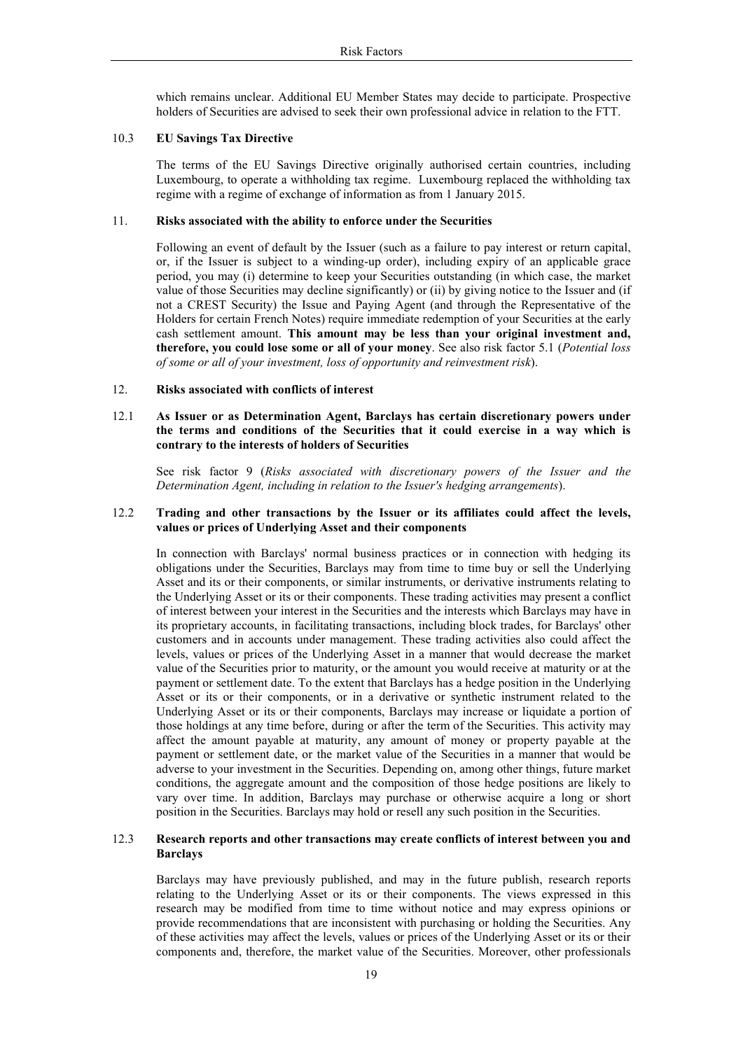which remains unclear. Additional EU Member States may decide to participate. Prospective holders of Securities are advised to seek their own professional advice in relation to the FTT.

### 10.3 EU Savings Tax Directive

The terms of the EU Savings Directive originally authorised certain countries, including Luxembourg, to operate a withholding tax regime. Luxembourg replaced the withholding tax regime with a regime of exchange of information as from 1 January 2015.

## 11. Risks associated with the ability to enforce under the Securities

Following an event of default by the Issuer (such as a failure to pay interest or return capital, or, if the Issuer is subject to a winding-up order), including expiry of an applicable grace period, you may (i) determine to keep your Securities outstanding (in which case, the market value of those Securities may decline significantly) or (ii) by giving notice to the Issuer and (if not a CREST Security) the Issue and Paying Agent (and through the Representative of the Holders for certain French Notes) require immediate redemption of your Securities at the early cash settlement amount. **This amount may be less than your original investment and, therefore, you could lose some or all of your money**. See also risk factor 5.1 (*Potential loss of some or all of your investment, loss of opportunity and reinvestment risk*).

## 12. Risks associated with conflicts of interest

### 12.1 As Issuer or as Determination Agent, Barclays has certain discretionary powers under the terms and conditions of the Securities that it could exercise in a way which is contrary to the interests of holders of Securities

See risk factor 9 (*Risks associated with discretionary powers of the Issuer and the Determination Agent, including in relation to the Issuer's hedging arrangements*).

### 12.2 Trading and other transactions by the Issuer or its affiliates could affect the levels, values or prices of Underlying Asset and their components

In connection with Barclays' normal business practices or in connection with hedging its obligations under the Securities, Barclays may from time to time buy or sell the Underlying Asset and its or their components, or similar instruments, or derivative instruments relating to the Underlying Asset or its or their components. These trading activities may present a conflict of interest between your interest in the Securities and the interests which Barclays may have in its proprietary accounts, in facilitating transactions, including block trades, for Barclays' other customers and in accounts under management. These trading activities also could affect the levels, values or prices of the Underlying Asset in a manner that would decrease the market value of the Securities prior to maturity, or the amount you would receive at maturity or at the payment or settlement date. To the extent that Barclays has a hedge position in the Underlying Asset or its or their components, or in a derivative or synthetic instrument related to the Underlying Asset or its or their components, Barclays may increase or liquidate a portion of those holdings at any time before, during or after the term of the Securities. This activity may affect the amount payable at maturity, any amount of money or property payable at the payment or settlement date, or the market value of the Securities in a manner that would be adverse to your investment in the Securities. Depending on, among other things, future market conditions, the aggregate amount and the composition of those hedge positions are likely to vary over time. In addition, Barclays may purchase or otherwise acquire a long or short position in the Securities. Barclays may hold or resell any such position in the Securities.

### 12.3 Research reports and other transactions may create conflicts of interest between you and Barclays

Barclays may have previously published, and may in the future publish, research reports relating to the Underlying Asset or its or their components. The views expressed in this research may be modified from time to time without notice and may express opinions or provide recommendations that are inconsistent with purchasing or holding the Securities. Any of these activities may affect the levels, values or prices of the Underlying Asset or its or their components and, therefore, the market value of the Securities. Moreover, other professionals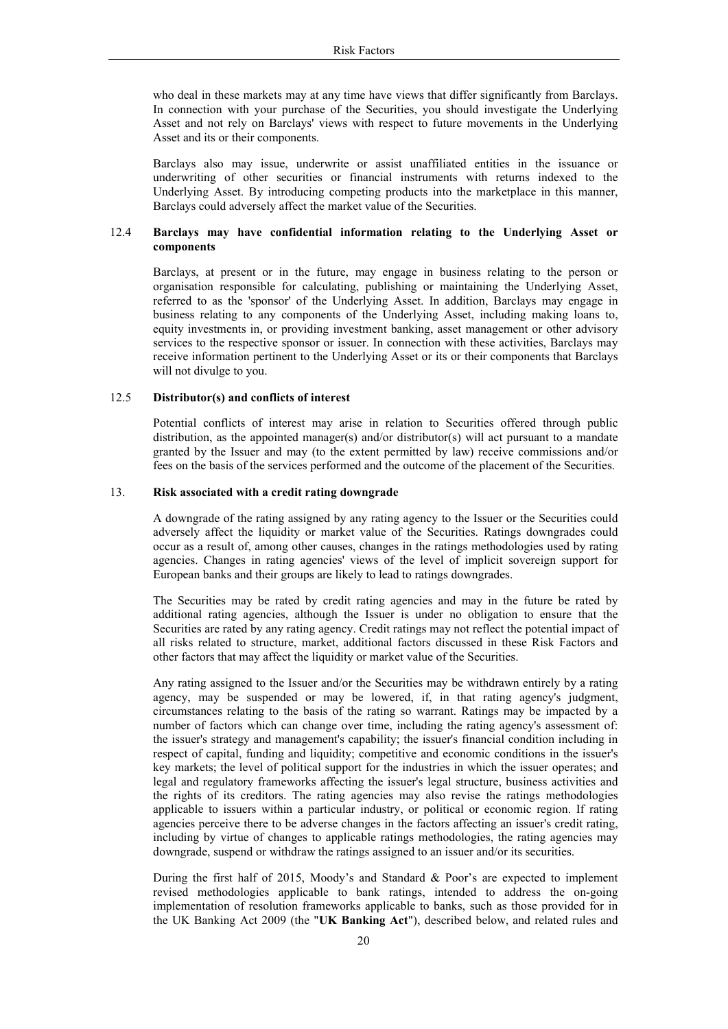who deal in these markets may at any time have views that differ significantly from Barclays. In connection with your purchase of the Securities, you should investigate the Underlying Asset and not rely on Barclays' views with respect to future movements in the Underlying Asset and its or their components.

Barclays also may issue, underwrite or assist unaffiliated entities in the issuance or underwriting of other securities or financial instruments with returns indexed to the Underlying Asset. By introducing competing products into the marketplace in this manner, Barclays could adversely affect the market value of the Securities.

### 12.4 Barclays may have confidential information relating to the Underlying Asset or components

Barclays, at present or in the future, may engage in business relating to the person or organisation responsible for calculating, publishing or maintaining the Underlying Asset, referred to as the 'sponsor' of the Underlying Asset. In addition, Barclays may engage in business relating to any components of the Underlying Asset, including making loans to, equity investments in, or providing investment banking, asset management or other advisory services to the respective sponsor or issuer. In connection with these activities, Barclays may receive information pertinent to the Underlying Asset or its or their components that Barclays will not divulge to you.

### 12.5 Distributor(s) and conflicts of interest

Potential conflicts of interest may arise in relation to Securities offered through public distribution, as the appointed manager(s) and/or distributor(s) will act pursuant to a mandate granted by the Issuer and may (to the extent permitted by law) receive commissions and/or fees on the basis of the services performed and the outcome of the placement of the Securities.

## 13. Risk associated with a credit rating downgrade

A downgrade of the rating assigned by any rating agency to the Issuer or the Securities could adversely affect the liquidity or market value of the Securities. Ratings downgrades could occur as a result of, among other causes, changes in the ratings methodologies used by rating agencies. Changes in rating agencies' views of the level of implicit sovereign support for European banks and their groups are likely to lead to ratings downgrades.

The Securities may be rated by credit rating agencies and may in the future be rated by additional rating agencies, although the Issuer is under no obligation to ensure that the Securities are rated by any rating agency. Credit ratings may not reflect the potential impact of all risks related to structure, market, additional factors discussed in these Risk Factors and other factors that may affect the liquidity or market value of the Securities.

Any rating assigned to the Issuer and/or the Securities may be withdrawn entirely by a rating agency, may be suspended or may be lowered, if, in that rating agency's judgment, circumstances relating to the basis of the rating so warrant. Ratings may be impacted by a number of factors which can change over time, including the rating agency's assessment of: the issuer's strategy and management's capability; the issuer's financial condition including in respect of capital, funding and liquidity; competitive and economic conditions in the issuer's key markets; the level of political support for the industries in which the issuer operates; and legal and regulatory frameworks affecting the issuer's legal structure, business activities and the rights of its creditors. The rating agencies may also revise the ratings methodologies applicable to issuers within a particular industry, or political or economic region. If rating agencies perceive there to be adverse changes in the factors affecting an issuer's credit rating, including by virtue of changes to applicable ratings methodologies, the rating agencies may downgrade, suspend or withdraw the ratings assigned to an issuer and/or its securities.

During the first half of 2015, Moody's and Standard & Poor's are expected to implement revised methodologies applicable to bank ratings, intended to address the on-going implementation of resolution frameworks applicable to banks, such as those provided for in the UK Banking Act 2009 (the "**UK Banking Act**"), described below, and related rules and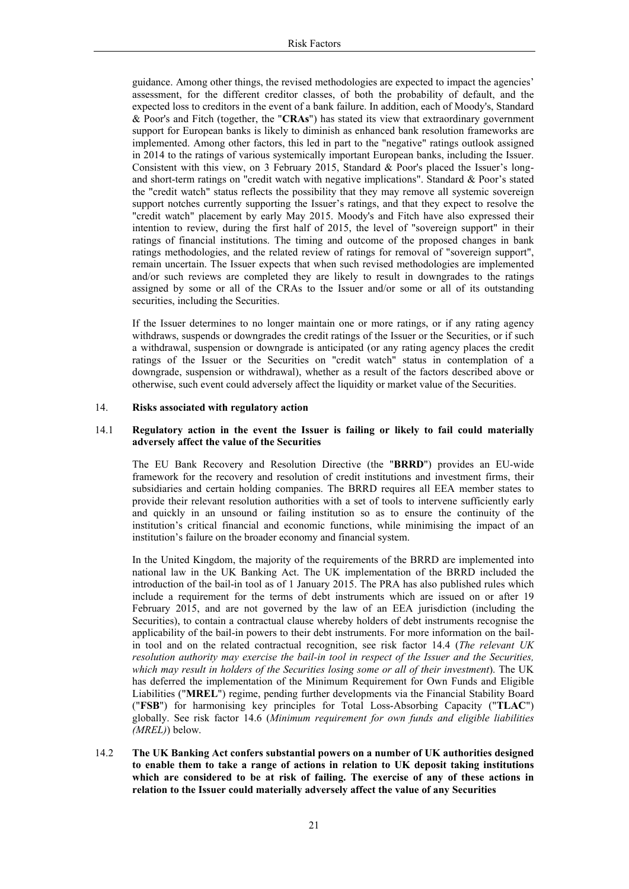guidance. Among other things, the revised methodologies are expected to impact the agencies' assessment, for the different creditor classes, of both the probability of default, and the expected loss to creditors in the event of a bank failure. In addition, each of Moody's, Standard & Poor's and Fitch (together, the "**CRAs**") has stated its view that extraordinary government support for European banks is likely to diminish as enhanced bank resolution frameworks are implemented. Among other factors, this led in part to the "negative" ratings outlook assigned in 2014 to the ratings of various systemically important European banks, including the Issuer. Consistent with this view, on 3 February 2015, Standard & Poor's placed the Issuer's long- and short-term ratings on "credit watch with negative implications". Standard & Poor's stated the "credit watch" status reflects the possibility that they may remove all systemic sovereign support notches currently supporting the Issuer's ratings, and that they expect to resolve the "credit watch" placement by early May 2015. Moody's and Fitch have also expressed their intention to review, during the first half of 2015, the level of "sovereign support" in their ratings of financial institutions. The timing and outcome of the proposed changes in bank ratings methodologies, and the related review of ratings for removal of "sovereign support", remain uncertain. The Issuer expects that when such revised methodologies are implemented and/or such reviews are completed they are likely to result in downgrades to the ratings assigned by some or all of the CRAs to the Issuer and/or some or all of its outstanding securities, including the Securities.

If the Issuer determines to no longer maintain one or more ratings, or if any rating agency withdraws, suspends or downgrades the credit ratings of the Issuer or the Securities, or if such a withdrawal, suspension or downgrade is anticipated (or any rating agency places the credit ratings of the Issuer or the Securities on "credit watch" status in contemplation of a downgrade, suspension or withdrawal), whether as a result of the factors described above or otherwise, such event could adversely affect the liquidity or market value of the Securities.

## 14. Risks associated with regulatory action

### 14.1 Regulatory action in the event the Issuer is failing or likely to fail could materially adversely affect the value of the Securities

The EU Bank Recovery and Resolution Directive (the "**BRRD**") provides an EU-wide framework for the recovery and resolution of credit institutions and investment firms, their subsidiaries and certain holding companies. The BRRD requires all EEA member states to provide their relevant resolution authorities with a set of tools to intervene sufficiently early and quickly in an unsound or failing institution so as to ensure the continuity of the institution's critical financial and economic functions, while minimising the impact of an institution's failure on the broader economy and financial system.

In the United Kingdom, the majority of the requirements of the BRRD are implemented into national law in the UK Banking Act. The UK implementation of the BRRD included the introduction of the bail-in tool as of 1 January 2015. The PRA has also published rules which include a requirement for the terms of debt instruments which are issued on or after 19 February 2015, and are not governed by the law of an EEA jurisdiction (including the Securities), to contain a contractual clause whereby holders of debt instruments recognise the applicability of the bail-in powers to their debt instruments. For more information on the bail-in tool and on the related contractual recognition, see risk factor 14.4 (*The relevant UK resolution authority may exercise the bail-in tool in respect of the Issuer and the Securities, which may result in holders of the Securities losing some or all of their investment*). The UK has deferred the implementation of the Minimum Requirement for Own Funds and Eligible Liabilities ("**MREL**") regime, pending further developments via the Financial Stability Board ("**FSB**") for harmonising key principles for Total Loss-Absorbing Capacity ("**TLAC**") globally. See risk factor 14.6 (*Minimum requirement for own funds and eligible liabilities (MREL)*) below.

### 14.2 The UK Banking Act confers substantial powers on a number of UK authorities designed to enable them to take a range of actions in relation to UK deposit taking institutions which are considered to be at risk of failing. The exercise of any of these actions in relation to the Issuer could materially adversely affect the value of any Securities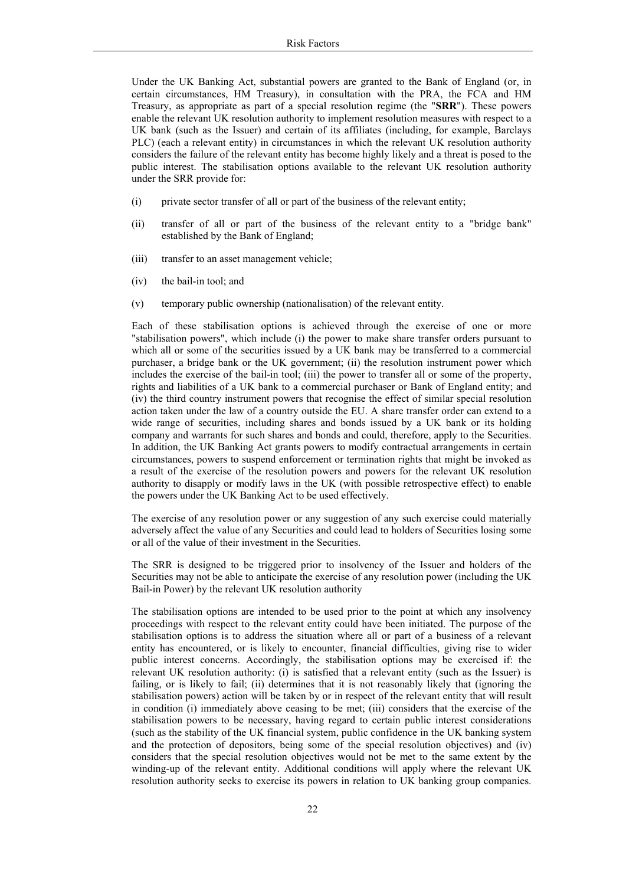Under the UK Banking Act, substantial powers are granted to the Bank of England (or, in certain circumstances, HM Treasury), in consultation with the PRA, the FCA and HM Treasury, as appropriate as part of a special resolution regime (the "**SRR**"). These powers enable the relevant UK resolution authority to implement resolution measures with respect to a UK bank (such as the Issuer) and certain of its affiliates (including, for example, Barclays PLC) (each a relevant entity) in circumstances in which the relevant UK resolution authority considers the failure of the relevant entity has become highly likely and a threat is posed to the public interest. The stabilisation options available to the relevant UK resolution authority under the SRR provide for:

(i) private sector transfer of all or part of the business of the relevant entity;

(ii) transfer of all or part of the business of the relevant entity to a "bridge bank" established by the Bank of England;

(iii) transfer to an asset management vehicle;

(iv) the bail-in tool; and

(v) temporary public ownership (nationalisation) of the relevant entity.

Each of these stabilisation options is achieved through the exercise of one or more "stabilisation powers", which include (i) the power to make share transfer orders pursuant to which all or some of the securities issued by a UK bank may be transferred to a commercial purchaser, a bridge bank or the UK government; (ii) the resolution instrument power which includes the exercise of the bail-in tool; (iii) the power to transfer all or some of the property, rights and liabilities of a UK bank to a commercial purchaser or Bank of England entity; and (iv) the third country instrument powers that recognise the effect of similar special resolution action taken under the law of a country outside the EU. A share transfer order can extend to a wide range of securities, including shares and bonds issued by a UK bank or its holding company and warrants for such shares and bonds and could, therefore, apply to the Securities. In addition, the UK Banking Act grants powers to modify contractual arrangements in certain circumstances, powers to suspend enforcement or termination rights that might be invoked as a result of the exercise of the resolution powers and powers for the relevant UK resolution authority to disapply or modify laws in the UK (with possible retrospective effect) to enable the powers under the UK Banking Act to be used effectively.

The exercise of any resolution power or any suggestion of any such exercise could materially adversely affect the value of any Securities and could lead to holders of Securities losing some or all of the value of their investment in the Securities.

The SRR is designed to be triggered prior to insolvency of the Issuer and holders of the Securities may not be able to anticipate the exercise of any resolution power (including the UK Bail-in Power) by the relevant UK resolution authority

The stabilisation options are intended to be used prior to the point at which any insolvency proceedings with respect to the relevant entity could have been initiated. The purpose of the stabilisation options is to address the situation where all or part of a business of a relevant entity has encountered, or is likely to encounter, financial difficulties, giving rise to wider public interest concerns. Accordingly, the stabilisation options may be exercised if: the relevant UK resolution authority: (i) is satisfied that a relevant entity (such as the Issuer) is failing, or is likely to fail; (ii) determines that it is not reasonably likely that (ignoring the stabilisation powers) action will be taken by or in respect of the relevant entity that will result in condition (i) immediately above ceasing to be met; (iii) considers that the exercise of the stabilisation powers to be necessary, having regard to certain public interest considerations (such as the stability of the UK financial system, public confidence in the UK banking system and the protection of depositors, being some of the special resolution objectives) and (iv) considers that the special resolution objectives would not be met to the same extent by the winding-up of the relevant entity. Additional conditions will apply where the relevant UK resolution authority seeks to exercise its powers in relation to UK banking group companies.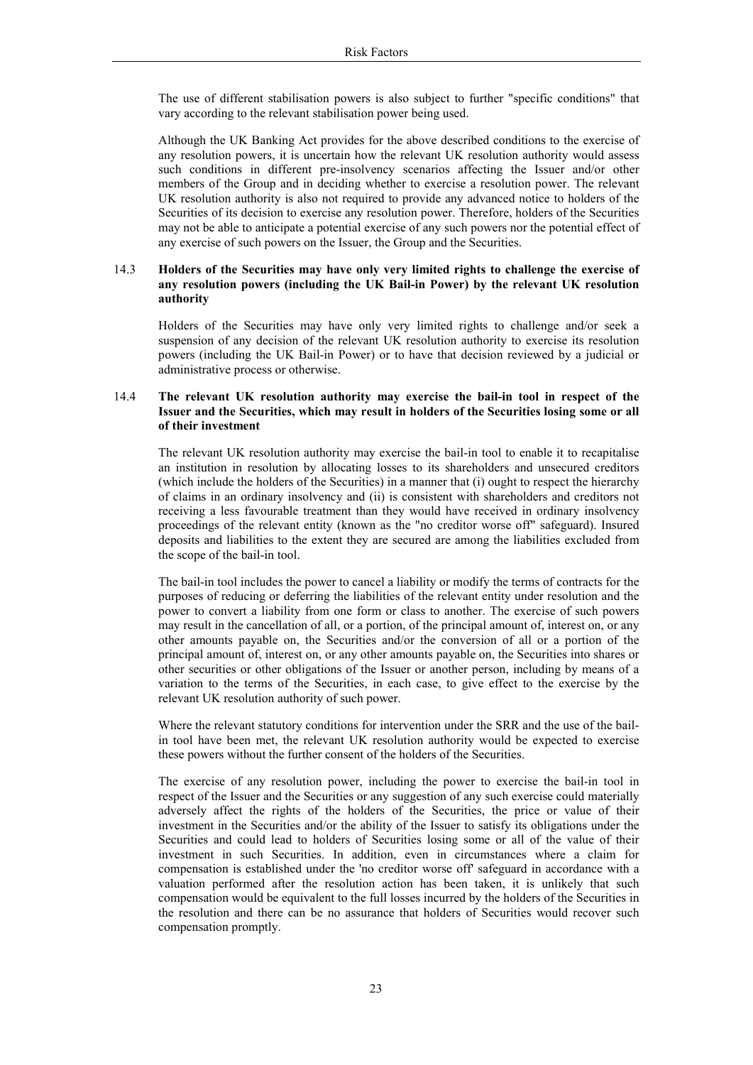The use of different stabilisation powers is also subject to further "specific conditions" that vary according to the relevant stabilisation power being used.

Although the UK Banking Act provides for the above described conditions to the exercise of any resolution powers, it is uncertain how the relevant UK resolution authority would assess such conditions in different pre-insolvency scenarios affecting the Issuer and/or other members of the Group and in deciding whether to exercise a resolution power. The relevant UK resolution authority is also not required to provide any advanced notice to holders of the Securities of its decision to exercise any resolution power. Therefore, holders of the Securities may not be able to anticipate a potential exercise of any such powers nor the potential effect of any exercise of such powers on the Issuer, the Group and the Securities.

### 14.3 Holders of the Securities may have only very limited rights to challenge the exercise of any resolution powers (including the UK Bail-in Power) by the relevant UK resolution authority

Holders of the Securities may have only very limited rights to challenge and/or seek a suspension of any decision of the relevant UK resolution authority to exercise its resolution powers (including the UK Bail-in Power) or to have that decision reviewed by a judicial or administrative process or otherwise.

### 14.4 The relevant UK resolution authority may exercise the bail-in tool in respect of the Issuer and the Securities, which may result in holders of the Securities losing some or all of their investment

The relevant UK resolution authority may exercise the bail-in tool to enable it to recapitalise an institution in resolution by allocating losses to its shareholders and unsecured creditors (which include the holders of the Securities) in a manner that (i) ought to respect the hierarchy of claims in an ordinary insolvency and (ii) is consistent with shareholders and creditors not receiving a less favourable treatment than they would have received in ordinary insolvency proceedings of the relevant entity (known as the "no creditor worse off" safeguard). Insured deposits and liabilities to the extent they are secured are among the liabilities excluded from the scope of the bail-in tool.

The bail-in tool includes the power to cancel a liability or modify the terms of contracts for the purposes of reducing or deferring the liabilities of the relevant entity under resolution and the power to convert a liability from one form or class to another. The exercise of such powers may result in the cancellation of all, or a portion, of the principal amount of, interest on, or any other amounts payable on, the Securities and/or the conversion of all or a portion of the principal amount of, interest on, or any other amounts payable on, the Securities into shares or other securities or other obligations of the Issuer or another person, including by means of a variation to the terms of the Securities, in each case, to give effect to the exercise by the relevant UK resolution authority of such power.

Where the relevant statutory conditions for intervention under the SRR and the use of the bail-in tool have been met, the relevant UK resolution authority would be expected to exercise these powers without the further consent of the holders of the Securities.

The exercise of any resolution power, including the power to exercise the bail-in tool in respect of the Issuer and the Securities or any suggestion of any such exercise could materially adversely affect the rights of the holders of the Securities, the price or value of their investment in the Securities and/or the ability of the Issuer to satisfy its obligations under the Securities and could lead to holders of Securities losing some or all of the value of their investment in such Securities. In addition, even in circumstances where a claim for compensation is established under the 'no creditor worse off' safeguard in accordance with a valuation performed after the resolution action has been taken, it is unlikely that such compensation would be equivalent to the full losses incurred by the holders of the Securities in the resolution and there can be no assurance that holders of Securities would recover such compensation promptly.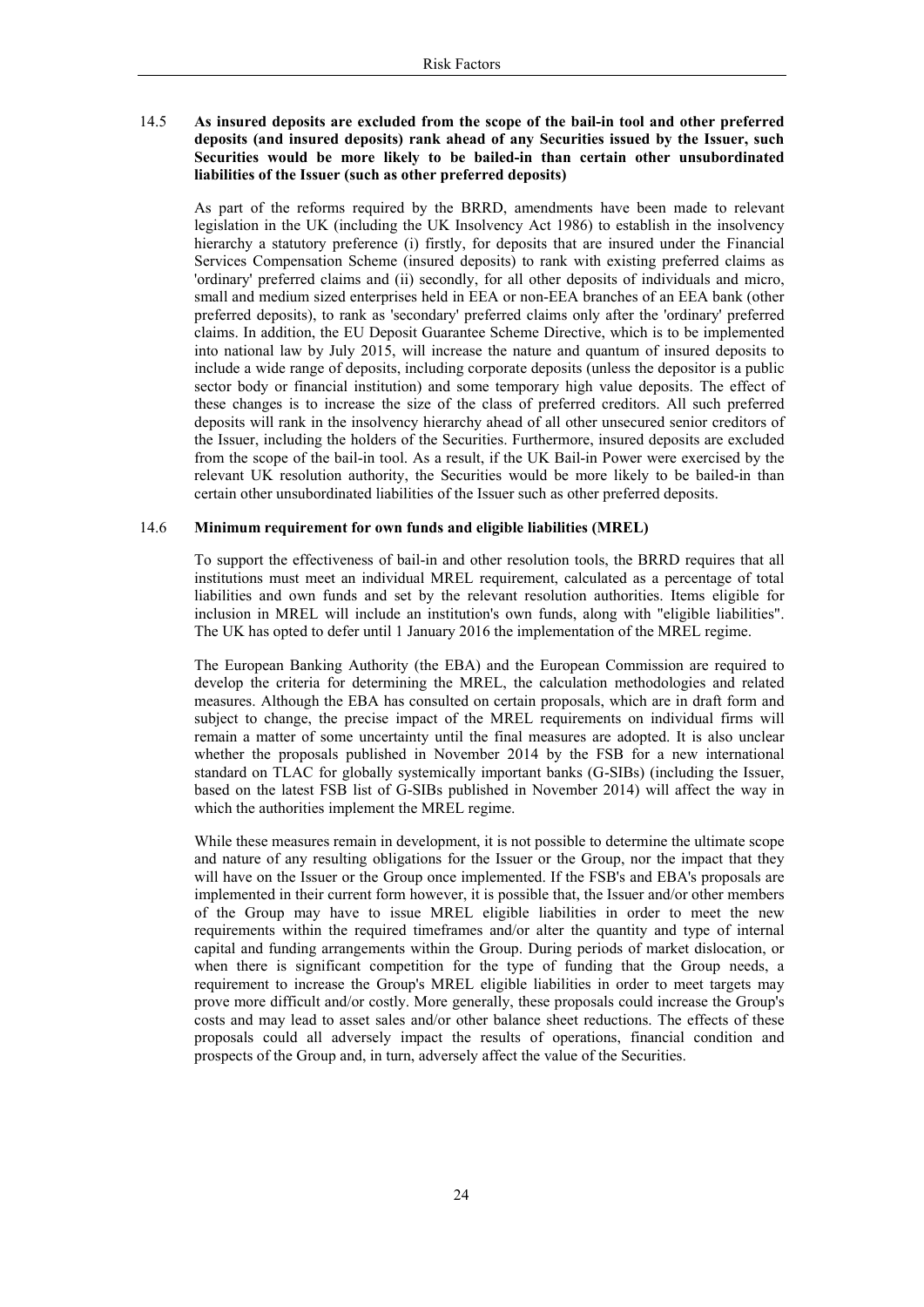### 14.5 As insured deposits are excluded from the scope of the bail-in tool and other preferred deposits (and insured deposits) rank ahead of any Securities issued by the Issuer, such Securities would be more likely to be bailed-in than certain other unsubordinated liabilities of the Issuer (such as other preferred deposits)

As part of the reforms required by the BRRD, amendments have been made to relevant legislation in the UK (including the UK Insolvency Act 1986) to establish in the insolvency hierarchy a statutory preference (i) firstly, for deposits that are insured under the Financial Services Compensation Scheme (insured deposits) to rank with existing preferred claims as 'ordinary' preferred claims and (ii) secondly, for all other deposits of individuals and micro, small and medium sized enterprises held in EEA or non-EEA branches of an EEA bank (other preferred deposits), to rank as 'secondary' preferred claims only after the 'ordinary' preferred claims. In addition, the EU Deposit Guarantee Scheme Directive, which is to be implemented into national law by July 2015, will increase the nature and quantum of insured deposits to include a wide range of deposits, including corporate deposits (unless the depositor is a public sector body or financial institution) and some temporary high value deposits. The effect of these changes is to increase the size of the class of preferred creditors. All such preferred deposits will rank in the insolvency hierarchy ahead of all other unsecured senior creditors of the Issuer, including the holders of the Securities. Furthermore, insured deposits are excluded from the scope of the bail-in tool. As a result, if the UK Bail-in Power were exercised by the relevant UK resolution authority, the Securities would be more likely to be bailed-in than certain other unsubordinated liabilities of the Issuer such as other preferred deposits.

### 14.6 Minimum requirement for own funds and eligible liabilities (MREL)

To support the effectiveness of bail-in and other resolution tools, the BRRD requires that all institutions must meet an individual MREL requirement, calculated as a percentage of total liabilities and own funds and set by the relevant resolution authorities. Items eligible for inclusion in MREL will include an institution's own funds, along with "eligible liabilities". The UK has opted to defer until 1 January 2016 the implementation of the MREL regime.

The European Banking Authority (the EBA) and the European Commission are required to develop the criteria for determining the MREL, the calculation methodologies and related measures. Although the EBA has consulted on certain proposals, which are in draft form and subject to change, the precise impact of the MREL requirements on individual firms will remain a matter of some uncertainty until the final measures are adopted. It is also unclear whether the proposals published in November 2014 by the FSB for a new international standard on TLAC for globally systemically important banks (G-SIBs) (including the Issuer, based on the latest FSB list of G-SIBs published in November 2014) will affect the way in which the authorities implement the MREL regime.

While these measures remain in development, it is not possible to determine the ultimate scope and nature of any resulting obligations for the Issuer or the Group, nor the impact that they will have on the Issuer or the Group once implemented. If the FSB's and EBA's proposals are implemented in their current form however, it is possible that, the Issuer and/or other members of the Group may have to issue MREL eligible liabilities in order to meet the new requirements within the required timeframes and/or alter the quantity and type of internal capital and funding arrangements within the Group. During periods of market dislocation, or when there is significant competition for the type of funding that the Group needs, a requirement to increase the Group's MREL eligible liabilities in order to meet targets may prove more difficult and/or costly. More generally, these proposals could increase the Group's costs and may lead to asset sales and/or other balance sheet reductions. The effects of these proposals could all adversely impact the results of operations, financial condition and prospects of the Group and, in turn, adversely affect the value of the Securities.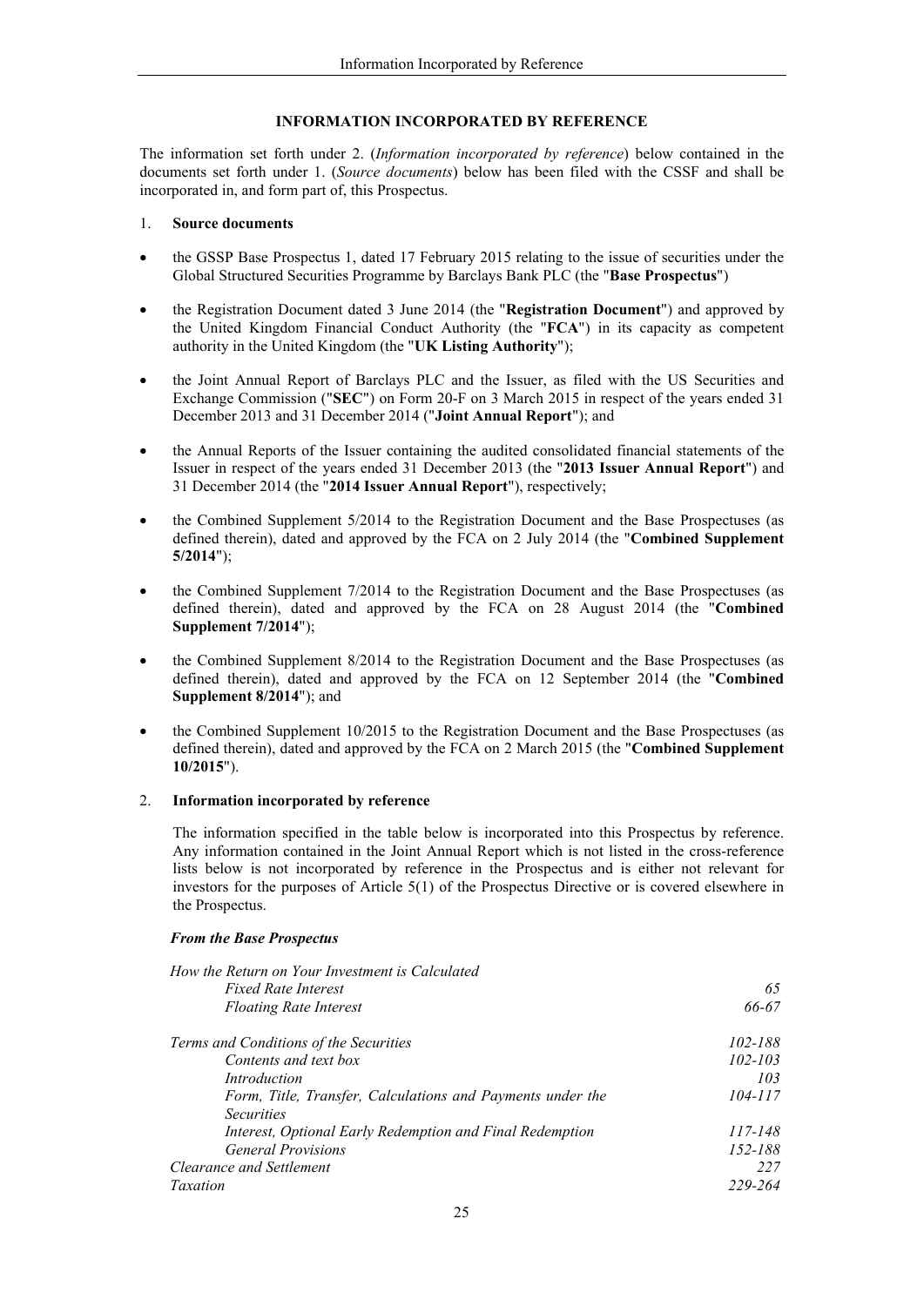# INFORMATION INCORPORATED BY REFERENCE

The information set forth under 2. (*Information incorporated by reference*) below contained in the documents set forth under 1. (*Source documents*) below has been filed with the CSSF and shall be incorporated in, and form part of, this Prospectus.

1. **Source documents**

- the GSSP Base Prospectus 1, dated 17 February 2015 relating to the issue of securities under the Global Structured Securities Programme by Barclays Bank PLC (the "**Base Prospectus**")
- the Registration Document dated 3 June 2014 (the "**Registration Document**") and approved by the United Kingdom Financial Conduct Authority (the "**FCA**") in its capacity as competent authority in the United Kingdom (the "**UK Listing Authority**");
- the Joint Annual Report of Barclays PLC and the Issuer, as filed with the US Securities and Exchange Commission ("**SEC**") on Form 20-F on 3 March 2015 in respect of the years ended 31 December 2013 and 31 December 2014 ("**Joint Annual Report**"); and
- the Annual Reports of the Issuer containing the audited consolidated financial statements of the Issuer in respect of the years ended 31 December 2013 (the "**2013 Issuer Annual Report**") and 31 December 2014 (the "**2014 Issuer Annual Report**"), respectively;
- the Combined Supplement 5/2014 to the Registration Document and the Base Prospectuses (as defined therein), dated and approved by the FCA on 2 July 2014 (the "**Combined Supplement 5/2014**");
- the Combined Supplement 7/2014 to the Registration Document and the Base Prospectuses (as defined therein), dated and approved by the FCA on 28 August 2014 (the "**Combined Supplement 7/2014**");
- the Combined Supplement 8/2014 to the Registration Document and the Base Prospectuses (as defined therein), dated and approved by the FCA on 12 September 2014 (the "**Combined Supplement 8/2014**"); and
- the Combined Supplement 10/2015 to the Registration Document and the Base Prospectuses (as defined therein), dated and approved by the FCA on 2 March 2015 (the "**Combined Supplement 10/2015**").

2. **Information incorporated by reference**

The information specified in the table below is incorporated into this Prospectus by reference. Any information contained in the Joint Annual Report which is not listed in the cross-reference lists below is not incorporated by reference in the Prospectus and is either not relevant for investors for the purposes of Article 5(1) of the Prospectus Directive or is covered elsewhere in the Prospectus.

***From the Base Prospectus***

| | |
|---|---|
| *How the Return on Your Investment is Calculated* | |
| *Fixed Rate Interest* | *65* |
| *Floating Rate Interest* | *66-67* |
| *Terms and Conditions of the Securities* | *102-188* |
| *Contents and text box* | *102-103* |
| *Introduction* | *103* |
| *Form, Title, Transfer, Calculations and Payments under the Securities* | *104-117* |
| *Interest, Optional Early Redemption and Final Redemption* | *117-148* |
| *General Provisions* | *152-188* |
| *Clearance and Settlement* | *227* |
| *Taxation* | *229-264* |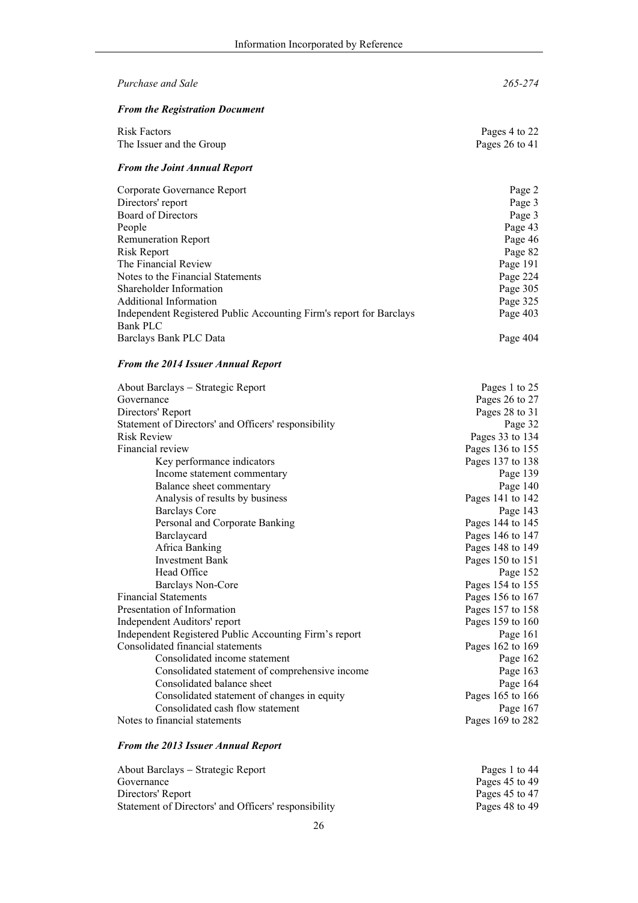| | |
|---|---|
| *Purchase and Sale* | *265-274* |
| ***From the Registration Document*** | |
| Risk Factors | Pages 4 to 22 |
| The Issuer and the Group | Pages 26 to 41 |
| ***From the Joint Annual Report*** | |
| Corporate Governance Report | Page 2 |
| Directors' report | Page 3 |
| Board of Directors | Page 3 |
| People | Page 43 |
| Remuneration Report | Page 46 |
| Risk Report | Page 82 |
| The Financial Review | Page 191 |
| Notes to the Financial Statements | Page 224 |
| Shareholder Information | Page 305 |
| Additional Information | Page 325 |
| Independent Registered Public Accounting Firm's report for Barclays Bank PLC | Page 403 |
| Barclays Bank PLC Data | Page 404 |
| ***From the 2014 Issuer Annual Report*** | |
| About Barclays – Strategic Report | Pages 1 to 25 |
| Governance | Pages 26 to 27 |
| Directors' Report | Pages 28 to 31 |
| Statement of Directors' and Officers' responsibility | Page 32 |
| Risk Review | Pages 33 to 134 |
| Financial review | Pages 136 to 155 |
| Key performance indicators | Pages 137 to 138 |
| Income statement commentary | Page 139 |
| Balance sheet commentary | Page 140 |
| Analysis of results by business | Pages 141 to 142 |
| Barclays Core | Page 143 |
| Personal and Corporate Banking | Pages 144 to 145 |
| Barclaycard | Pages 146 to 147 |
| Africa Banking | Pages 148 to 149 |
| Investment Bank | Pages 150 to 151 |
| Head Office | Page 152 |
| Barclays Non-Core | Pages 154 to 155 |
| Financial Statements | Pages 156 to 167 |
| Presentation of Information | Pages 157 to 158 |
| Independent Auditors' report | Pages 159 to 160 |
| Independent Registered Public Accounting Firm's report | Page 161 |
| Consolidated financial statements | Pages 162 to 169 |
| Consolidated income statement | Page 162 |
| Consolidated statement of comprehensive income | Page 163 |
| Consolidated balance sheet | Page 164 |
| Consolidated statement of changes in equity | Pages 165 to 166 |
| Consolidated cash flow statement | Page 167 |
| Notes to financial statements | Pages 169 to 282 |
| ***From the 2013 Issuer Annual Report*** | |
| About Barclays – Strategic Report | Pages 1 to 44 |
| Governance | Pages 45 to 49 |
| Directors' Report | Pages 45 to 47 |
| Statement of Directors' and Officers' responsibility | Pages 48 to 49 |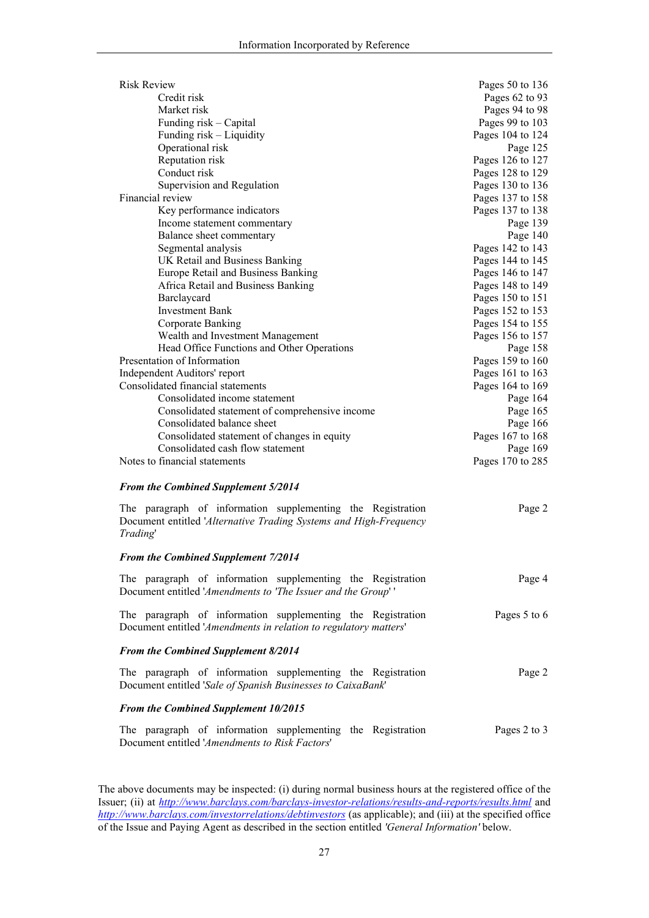| | |
|---|---|
| Risk Review | Pages 50 to 136 |
| Credit risk | Pages 62 to 93 |
| Market risk | Pages 94 to 98 |
| Funding risk – Capital | Pages 99 to 103 |
| Funding risk – Liquidity | Pages 104 to 124 |
| Operational risk | Page 125 |
| Reputation risk | Pages 126 to 127 |
| Conduct risk | Pages 128 to 129 |
| Supervision and Regulation | Pages 130 to 136 |
| Financial review | Pages 137 to 158 |
| Key performance indicators | Pages 137 to 138 |
| Income statement commentary | Page 139 |
| Balance sheet commentary | Page 140 |
| Segmental analysis | Pages 142 to 143 |
| UK Retail and Business Banking | Pages 144 to 145 |
| Europe Retail and Business Banking | Pages 146 to 147 |
| Africa Retail and Business Banking | Pages 148 to 149 |
| Barclaycard | Pages 150 to 151 |
| Investment Bank | Pages 152 to 153 |
| Corporate Banking | Pages 154 to 155 |
| Wealth and Investment Management | Pages 156 to 157 |
| Head Office Functions and Other Operations | Page 158 |
| Presentation of Information | Pages 159 to 160 |
| Independent Auditors' report | Pages 161 to 163 |
| Consolidated financial statements | Pages 164 to 169 |
| Consolidated income statement | Page 164 |
| Consolidated statement of comprehensive income | Page 165 |
| Consolidated balance sheet | Page 166 |
| Consolidated statement of changes in equity | Pages 167 to 168 |
| Consolidated cash flow statement | Page 169 |
| Notes to financial statements | Pages 170 to 285 |

***From the Combined Supplement 5/2014***

| | |
|---|---|
| The paragraph of information supplementing the Registration Document entitled '*Alternative Trading Systems and High-Frequency Trading*' | Page 2 |

***From the Combined Supplement 7/2014***

| | |
|---|---|
| The paragraph of information supplementing the Registration Document entitled '*Amendments to 'The Issuer and the Group'* ' | Page 4 |
| The paragraph of information supplementing the Registration Document entitled '*Amendments in relation to regulatory matters*' | Pages 5 to 6 |

***From the Combined Supplement 8/2014***

| | |
|---|---|
| The paragraph of information supplementing the Registration Document entitled '*Sale of Spanish Businesses to CaixaBank*' | Page 2 |

***From the Combined Supplement 10/2015***

| | |
|---|---|
| The paragraph of information supplementing the Registration Document entitled '*Amendments to Risk Factors*' | Pages 2 to 3 |

The above documents may be inspected: (i) during normal business hours at the registered office of the Issuer; (ii) at *http://www.barclays.com/barclays-investor-relations/results-and-reports/results.html* and *http://www.barclays.com/investorrelations/debtinvestors* (as applicable); and (iii) at the specified office of the Issue and Paying Agent as described in the section entitled *'General Information'* below.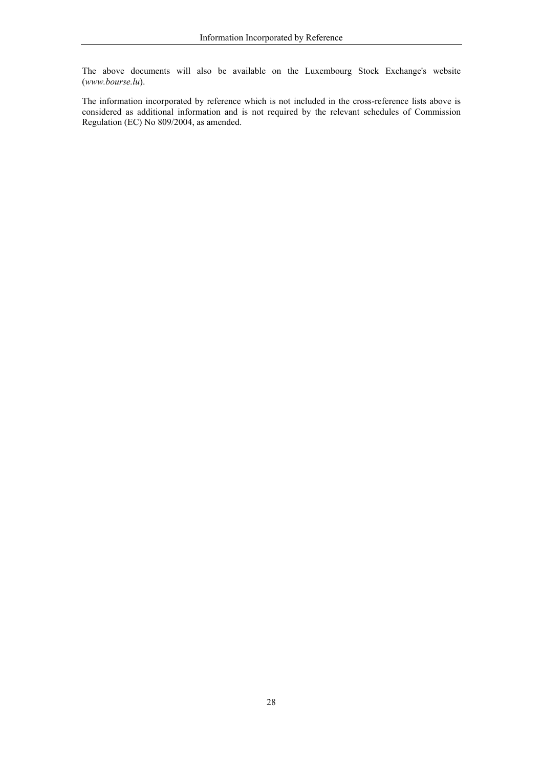The above documents will also be available on the Luxembourg Stock Exchange's website (*www.bourse.lu*).

The information incorporated by reference which is not included in the cross-reference lists above is considered as additional information and is not required by the relevant schedules of Commission Regulation (EC) No 809/2004, as amended.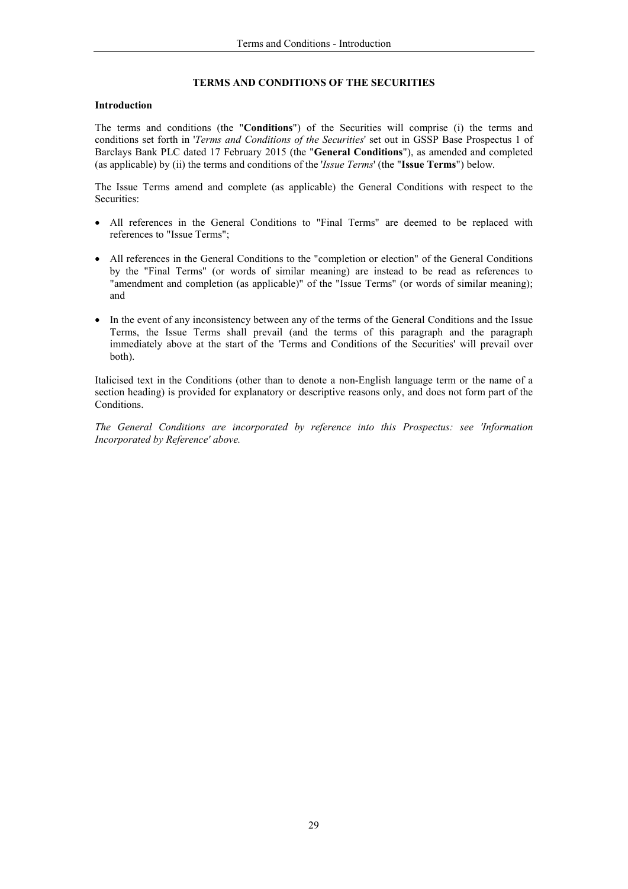# TERMS AND CONDITIONS OF THE SECURITIES

## Introduction

The terms and conditions (the "**Conditions**") of the Securities will comprise (i) the terms and conditions set forth in '*Terms and Conditions of the Securities*' set out in GSSP Base Prospectus 1 of Barclays Bank PLC dated 17 February 2015 (the "**General Conditions**"), as amended and completed (as applicable) by (ii) the terms and conditions of the '*Issue Terms*' (the "**Issue Terms**") below.

The Issue Terms amend and complete (as applicable) the General Conditions with respect to the Securities:

- All references in the General Conditions to "Final Terms" are deemed to be replaced with references to "Issue Terms";
- All references in the General Conditions to the "completion or election" of the General Conditions by the "Final Terms" (or words of similar meaning) are instead to be read as references to "amendment and completion (as applicable)" of the "Issue Terms" (or words of similar meaning); and
- In the event of any inconsistency between any of the terms of the General Conditions and the Issue Terms, the Issue Terms shall prevail (and the terms of this paragraph and the paragraph immediately above at the start of the 'Terms and Conditions of the Securities' will prevail over both).

Italicised text in the Conditions (other than to denote a non-English language term or the name of a section heading) is provided for explanatory or descriptive reasons only, and does not form part of the Conditions.

*The General Conditions are incorporated by reference into this Prospectus: see 'Information Incorporated by Reference' above.*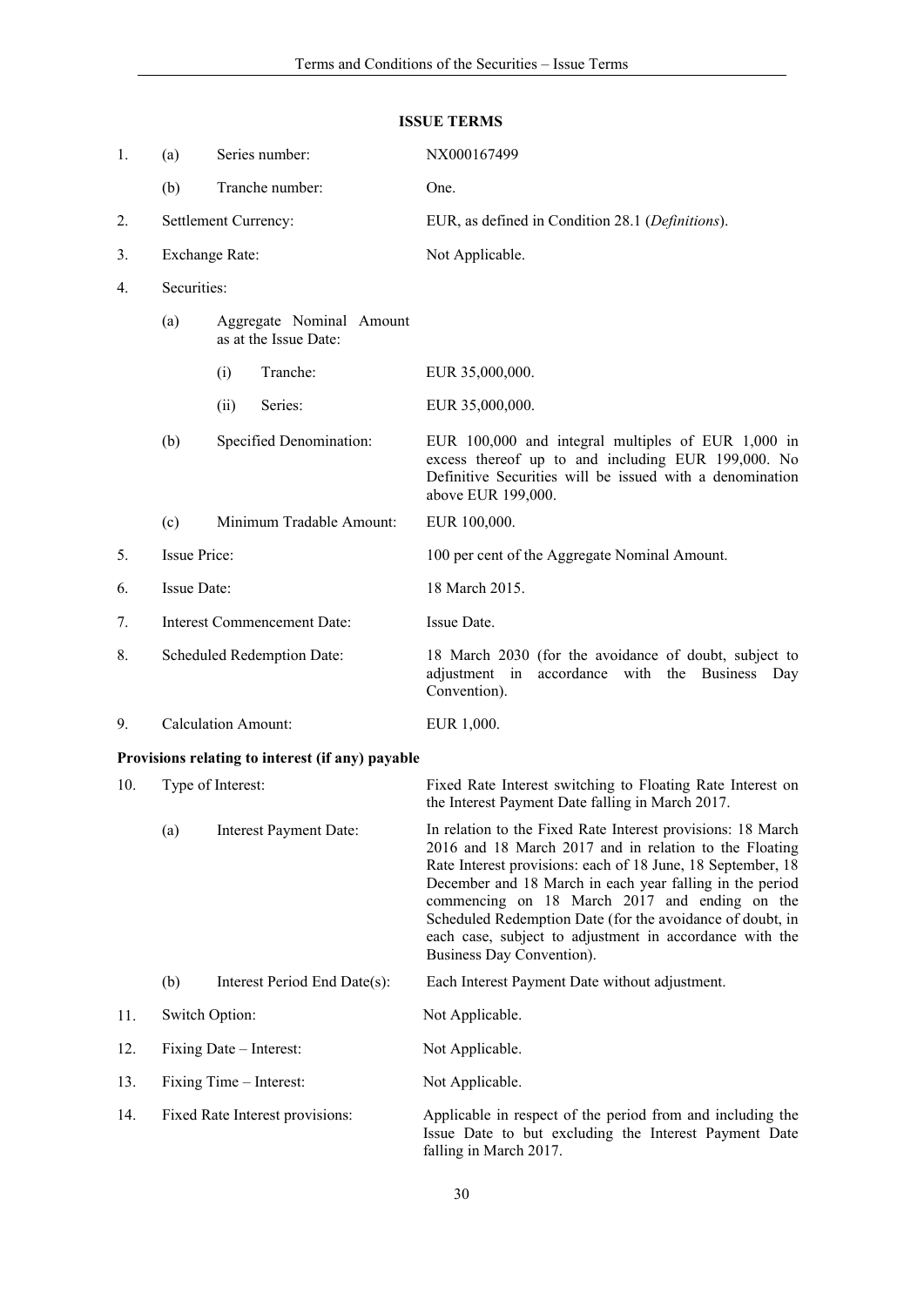## ISSUE TERMS

| | | | |
|---|---|---|---|
| 1. | (a) | Series number: | NX000167499 |
| | (b) | Tranche number: | One. |
| 2. | | Settlement Currency: | EUR, as defined in Condition 28.1 (*Definitions*). |
| 3. | | Exchange Rate: | Not Applicable. |
| 4. | | Securities: | |
| | (a) | Aggregate Nominal Amount as at the Issue Date: | |
| | | (i) Tranche: | EUR 35,000,000. |
| | | (ii) Series: | EUR 35,000,000. |
| | (b) | Specified Denomination: | EUR 100,000 and integral multiples of EUR 1,000 in excess thereof up to and including EUR 199,000. No Definitive Securities will be issued with a denomination above EUR 199,000. |
| | (c) | Minimum Tradable Amount: | EUR 100,000. |
| 5. | | Issue Price: | 100 per cent of the Aggregate Nominal Amount. |
| 6. | | Issue Date: | 18 March 2015. |
| 7. | | Interest Commencement Date: | Issue Date. |
| 8. | | Scheduled Redemption Date: | 18 March 2030 (for the avoidance of doubt, subject to adjustment in accordance with the Business Day Convention). |
| 9. | | Calculation Amount: | EUR 1,000. |

**Provisions relating to interest (if any) payable**

| | | | |
|---|---|---|---|
| 10. | | Type of Interest: | Fixed Rate Interest switching to Floating Rate Interest on the Interest Payment Date falling in March 2017. |
| | (a) | Interest Payment Date: | In relation to the Fixed Rate Interest provisions: 18 March 2016 and 18 March 2017 and in relation to the Floating Rate Interest provisions: each of 18 June, 18 September, 18 December and 18 March in each year falling in the period commencing on 18 March 2017 and ending on the Scheduled Redemption Date (for the avoidance of doubt, in each case, subject to adjustment in accordance with the Business Day Convention). |
| | (b) | Interest Period End Date(s): | Each Interest Payment Date without adjustment. |
| 11. | | Switch Option: | Not Applicable. |
| 12. | | Fixing Date – Interest: | Not Applicable. |
| 13. | | Fixing Time – Interest: | Not Applicable. |
| 14. | | Fixed Rate Interest provisions: | Applicable in respect of the period from and including the Issue Date to but excluding the Interest Payment Date falling in March 2017. |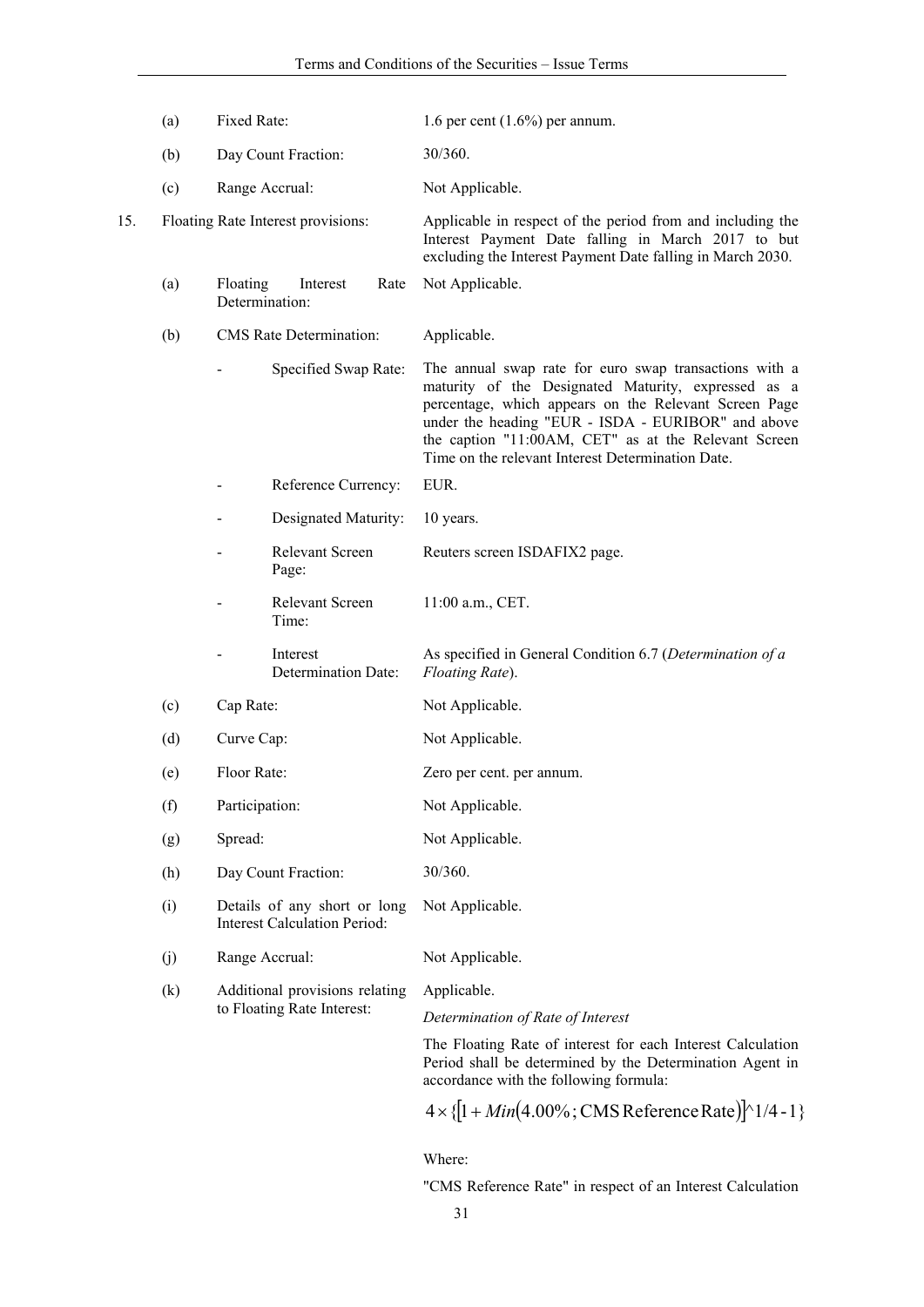| | | |
|---|---|---|
| (a) | Fixed Rate: | 1.6 per cent (1.6%) per annum. |
| (b) | Day Count Fraction: | 30/360. |
| (c) | Range Accrual: | Not Applicable. |

15. Floating Rate Interest provisions: Applicable in respect of the period from and including the Interest Payment Date falling in March 2017 to but excluding the Interest Payment Date falling in March 2030.

| | | |
|---|---|---|
| (a) | Floating Interest Rate Determination: | Not Applicable. |
| (b) | CMS Rate Determination: | Applicable. |
| | - Specified Swap Rate: | The annual swap rate for euro swap transactions with a maturity of the Designated Maturity, expressed as a percentage, which appears on the Relevant Screen Page under the heading "EUR - ISDA - EURIBOR" and above the caption "11:00AM, CET" as at the Relevant Screen Time on the relevant Interest Determination Date. |
| | - Reference Currency: | EUR. |
| | - Designated Maturity: | 10 years. |
| | - Relevant Screen Page: | Reuters screen ISDAFIX2 page. |
| | - Relevant Screen Time: | 11:00 a.m., CET. |
| | - Interest Determination Date: | As specified in General Condition 6.7 (*Determination of a Floating Rate*). |
| (c) | Cap Rate: | Not Applicable. |
| (d) | Curve Cap: | Not Applicable. |
| (e) | Floor Rate: | Zero per cent. per annum. |
| (f) | Participation: | Not Applicable. |
| (g) | Spread: | Not Applicable. |
| (h) | Day Count Fraction: | 30/360. |
| (i) | Details of any short or long Interest Calculation Period: | Not Applicable. |
| (j) | Range Accrual: | Not Applicable. |
| (k) | Additional provisions relating to Floating Rate Interest: | Applicable. |

*Determination of Rate of Interest*

The Floating Rate of interest for each Interest Calculation Period shall be determined by the Determination Agent in accordance with the following formula:

$$4 \times \{[1 + Min(4.00\%; \text{CMS Reference Rate})]^{\wedge}1/4 - 1\}$$

Where:

"CMS Reference Rate" in respect of an Interest Calculation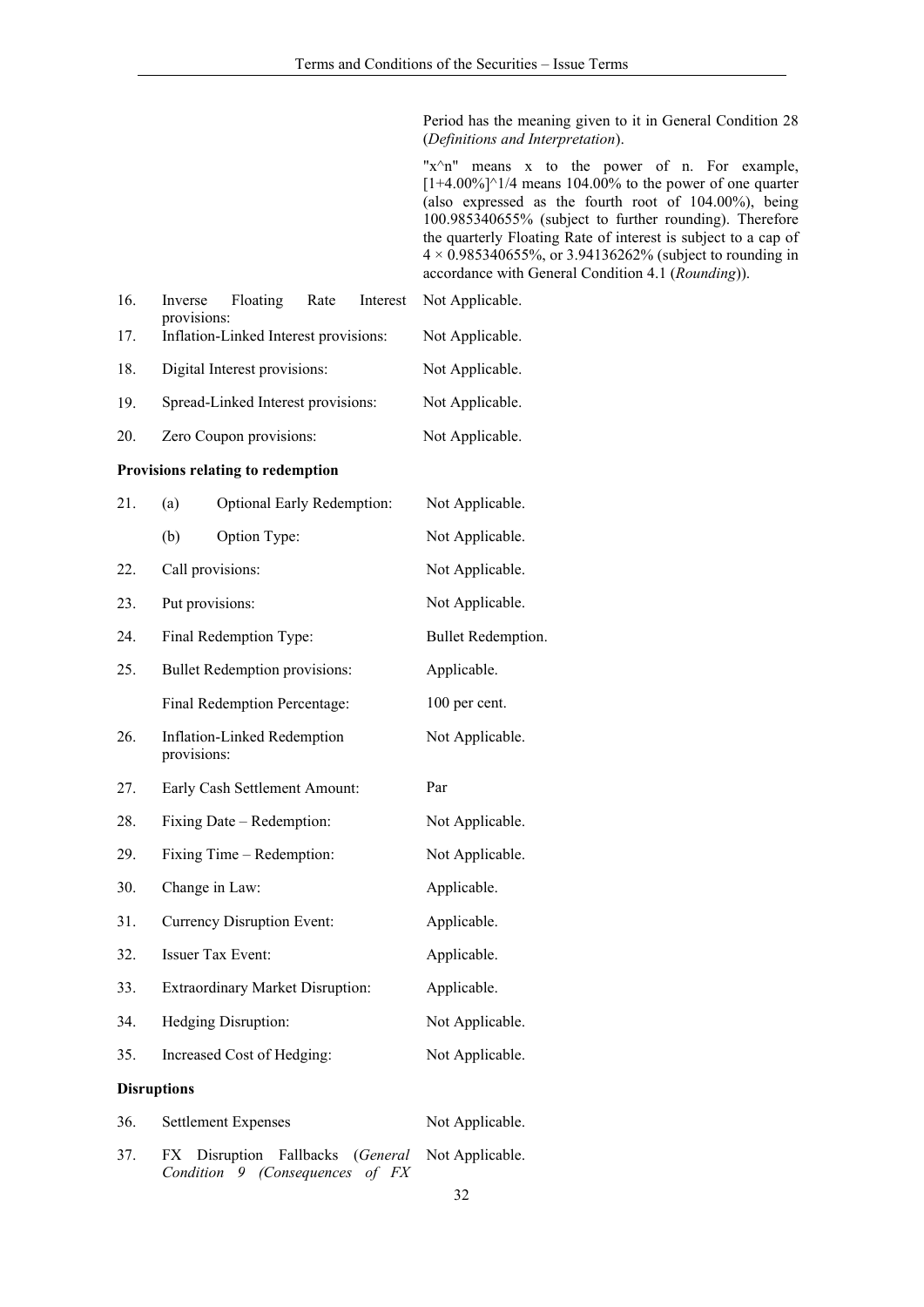| | | |
|---|---|---|
| | | Period has the meaning given to it in General Condition 28 (*Definitions and Interpretation*). |
| | | "x^n" means x to the power of n. For example, [1+4.00%]^1/4 means 104.00% to the power of one quarter (also expressed as the fourth root of 104.00%), being 100.985340655% (subject to further rounding). Therefore the quarterly Floating Rate of interest is subject to a cap of 4 × 0.985340655%, or 3.94136262% (subject to rounding in accordance with General Condition 4.1 (*Rounding*)). |
| 16. | Inverse Floating Rate Interest provisions: | Not Applicable. |
| 17. | Inflation-Linked Interest provisions: | Not Applicable. |
| 18. | Digital Interest provisions: | Not Applicable. |
| 19. | Spread-Linked Interest provisions: | Not Applicable. |
| 20. | Zero Coupon provisions: | Not Applicable. |

**Provisions relating to redemption**

| | | |
|---|---|---|
| 21. | (a) Optional Early Redemption: | Not Applicable. |
| | (b) Option Type: | Not Applicable. |
| 22. | Call provisions: | Not Applicable. |
| 23. | Put provisions: | Not Applicable. |
| 24. | Final Redemption Type: | Bullet Redemption. |
| 25. | Bullet Redemption provisions: | Applicable. |
| | Final Redemption Percentage: | 100 per cent. |
| 26. | Inflation-Linked Redemption provisions: | Not Applicable. |
| 27. | Early Cash Settlement Amount: | Par |
| 28. | Fixing Date – Redemption: | Not Applicable. |
| 29. | Fixing Time – Redemption: | Not Applicable. |
| 30. | Change in Law: | Applicable. |
| 31. | Currency Disruption Event: | Applicable. |
| 32. | Issuer Tax Event: | Applicable. |
| 33. | Extraordinary Market Disruption: | Applicable. |
| 34. | Hedging Disruption: | Not Applicable. |
| 35. | Increased Cost of Hedging: | Not Applicable. |

**Disruptions**

| | | |
|---|---|---|
| 36. | Settlement Expenses | Not Applicable. |
| 37. | FX Disruption Fallbacks (*General Condition 9 (Consequences of FX* | Not Applicable. |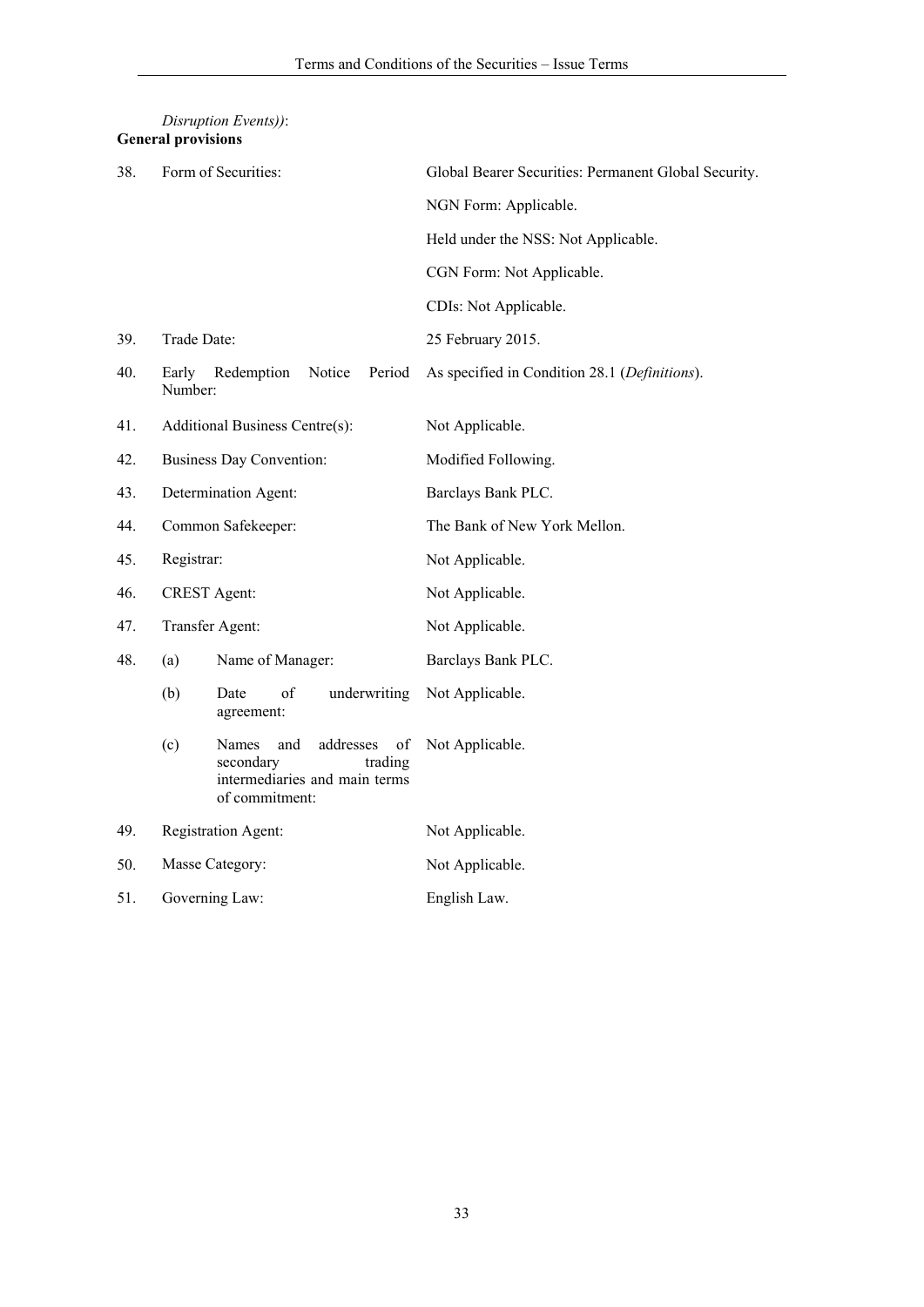*Disruption Events))*:

**General provisions**

| | | |
|---|---|---|
| 38. | Form of Securities: | Global Bearer Securities: Permanent Global Security. |
| | | NGN Form: Applicable. |
| | | Held under the NSS: Not Applicable. |
| | | CGN Form: Not Applicable. |
| | | CDIs: Not Applicable. |
| 39. | Trade Date: | 25 February 2015. |
| 40. | Early Redemption Notice Period Number: | As specified in Condition 28.1 (*Definitions*). |
| 41. | Additional Business Centre(s): | Not Applicable. |
| 42. | Business Day Convention: | Modified Following. |
| 43. | Determination Agent: | Barclays Bank PLC. |
| 44. | Common Safekeeper: | The Bank of New York Mellon. |
| 45. | Registrar: | Not Applicable. |
| 46. | CREST Agent: | Not Applicable. |
| 47. | Transfer Agent: | Not Applicable. |
| 48. | (a) Name of Manager: | Barclays Bank PLC. |
| | (b) Date of underwriting agreement: | Not Applicable. |
| | (c) Names and addresses of secondary trading intermediaries and main terms of commitment: | Not Applicable. |
| 49. | Registration Agent: | Not Applicable. |
| 50. | Masse Category: | Not Applicable. |
| 51. | Governing Law: | English Law. |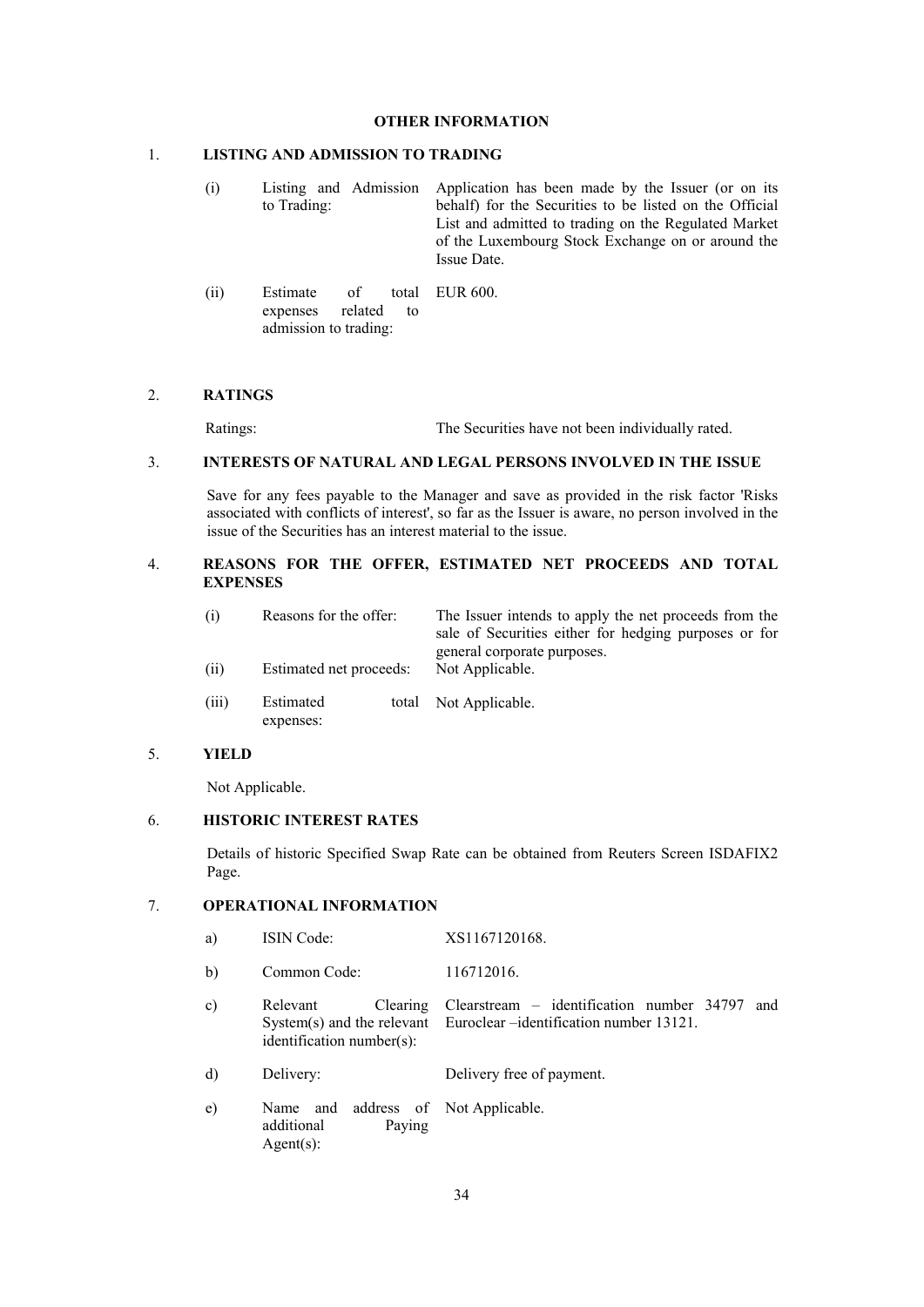# OTHER INFORMATION

## 1. LISTING AND ADMISSION TO TRADING

| | | |
|---|---|---|
| (i) | Listing and Admission to Trading: | Application has been made by the Issuer (or on its behalf) for the Securities to be listed on the Official List and admitted to trading on the Regulated Market of the Luxembourg Stock Exchange on or around the Issue Date. |
| (ii) | Estimate of total expenses related to admission to trading: | EUR 600. |

## 2. RATINGS

| | |
|---|---|
| Ratings: | The Securities have not been individually rated. |

## 3. INTERESTS OF NATURAL AND LEGAL PERSONS INVOLVED IN THE ISSUE

Save for any fees payable to the Manager and save as provided in the risk factor 'Risks associated with conflicts of interest', so far as the Issuer is aware, no person involved in the issue of the Securities has an interest material to the issue.

## 4. REASONS FOR THE OFFER, ESTIMATED NET PROCEEDS AND TOTAL EXPENSES

| | | |
|---|---|---|
| (i) | Reasons for the offer: | The Issuer intends to apply the net proceeds from the sale of Securities either for hedging purposes or for general corporate purposes. |
| (ii) | Estimated net proceeds: | Not Applicable. |
| (iii) | Estimated total expenses: | Not Applicable. |

## 5. YIELD

Not Applicable.

## 6. HISTORIC INTEREST RATES

Details of historic Specified Swap Rate can be obtained from Reuters Screen ISDAFIX2 Page.

## 7. OPERATIONAL INFORMATION

| | | |
|---|---|---|
| a) | ISIN Code: | XS1167120168. |
| b) | Common Code: | 116712016. |
| c) | Relevant Clearing System(s) and the relevant identification number(s): | Clearstream – identification number 34797 and Euroclear –identification number 13121. |
| d) | Delivery: | Delivery free of payment. |
| e) | Name and address of additional Paying Agent(s): | Not Applicable. |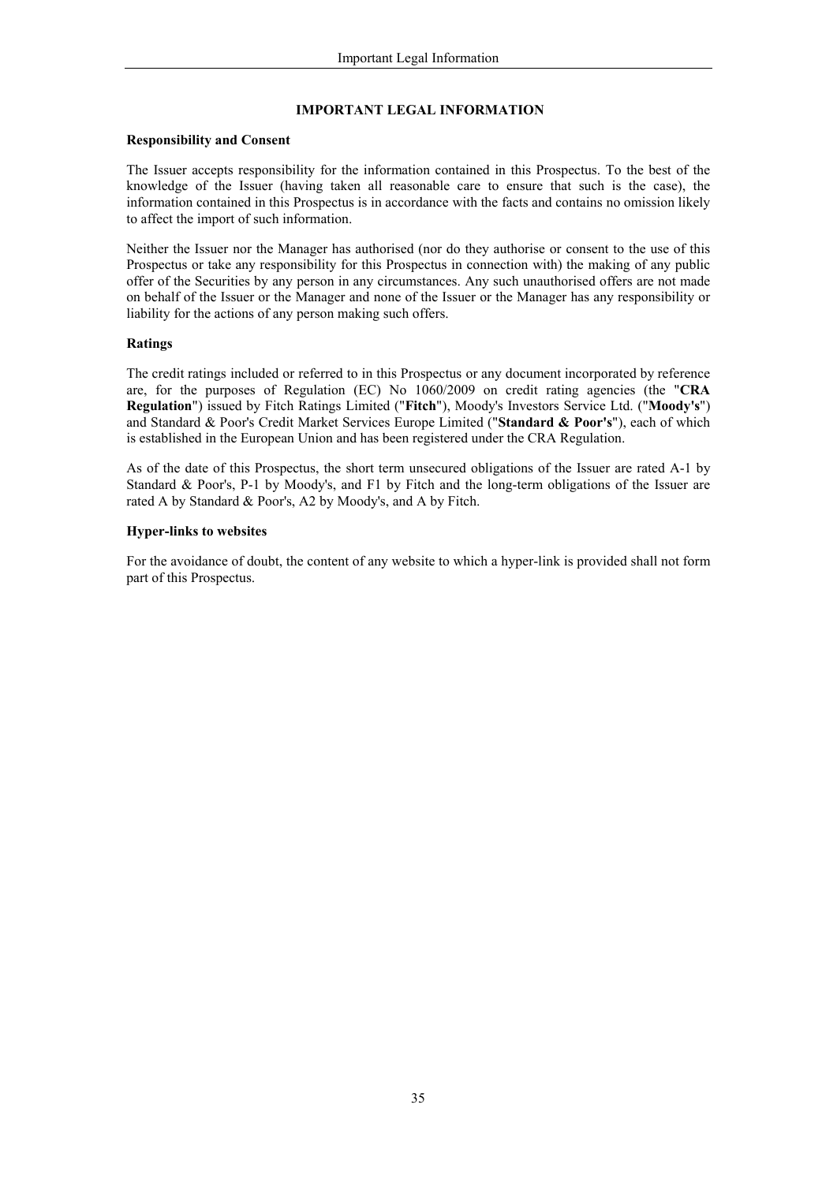# IMPORTANT LEGAL INFORMATION

## Responsibility and Consent

The Issuer accepts responsibility for the information contained in this Prospectus. To the best of the knowledge of the Issuer (having taken all reasonable care to ensure that such is the case), the information contained in this Prospectus is in accordance with the facts and contains no omission likely to affect the import of such information.

Neither the Issuer nor the Manager has authorised (nor do they authorise or consent to the use of this Prospectus or take any responsibility for this Prospectus in connection with) the making of any public offer of the Securities by any person in any circumstances. Any such unauthorised offers are not made on behalf of the Issuer or the Manager and none of the Issuer or the Manager has any responsibility or liability for the actions of any person making such offers.

## Ratings

The credit ratings included or referred to in this Prospectus or any document incorporated by reference are, for the purposes of Regulation (EC) No 1060/2009 on credit rating agencies (the "**CRA Regulation**") issued by Fitch Ratings Limited ("**Fitch**"), Moody's Investors Service Ltd. ("**Moody's**") and Standard & Poor's Credit Market Services Europe Limited ("**Standard & Poor's**"), each of which is established in the European Union and has been registered under the CRA Regulation.

As of the date of this Prospectus, the short term unsecured obligations of the Issuer are rated A-1 by Standard & Poor's, P-1 by Moody's, and F1 by Fitch and the long-term obligations of the Issuer are rated A by Standard & Poor's, A2 by Moody's, and A by Fitch.

## Hyper-links to websites

For the avoidance of doubt, the content of any website to which a hyper-link is provided shall not form part of this Prospectus.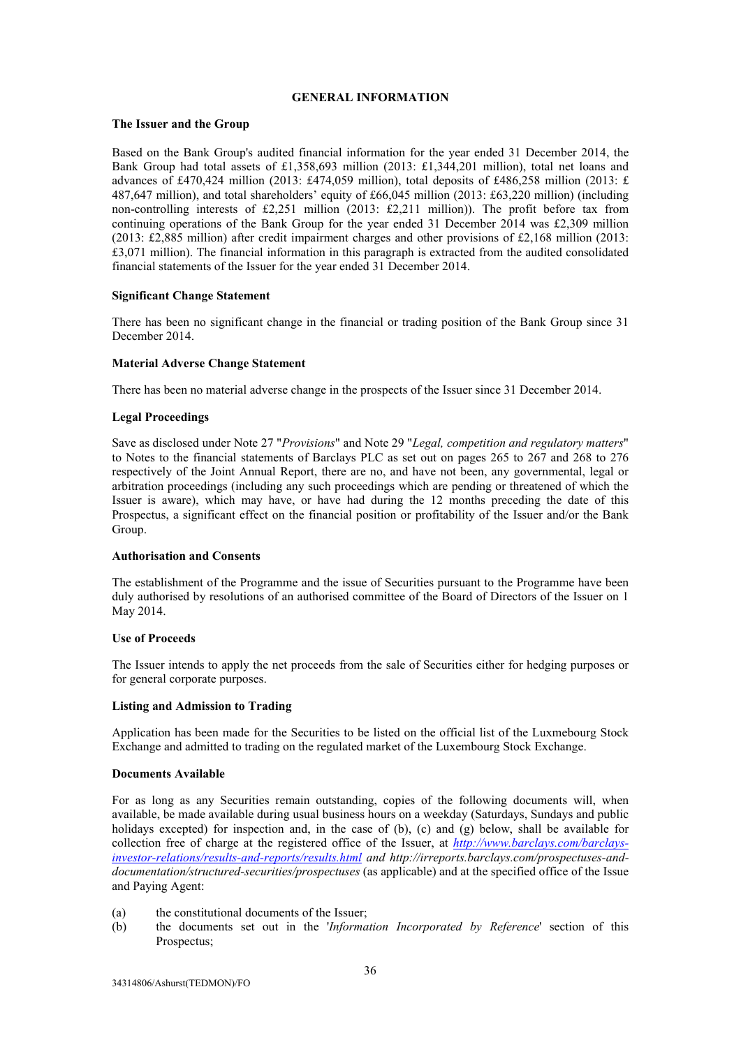# GENERAL INFORMATION

## The Issuer and the Group

Based on the Bank Group's audited financial information for the year ended 31 December 2014, the Bank Group had total assets of £1,358,693 million (2013: £1,344,201 million), total net loans and advances of £470,424 million (2013: £474,059 million), total deposits of £486,258 million (2013: £ 487,647 million), and total shareholders' equity of £66,045 million (2013: £63,220 million) (including non-controlling interests of £2,251 million (2013: £2,211 million)). The profit before tax from continuing operations of the Bank Group for the year ended 31 December 2014 was £2,309 million (2013: £2,885 million) after credit impairment charges and other provisions of £2,168 million (2013: £3,071 million). The financial information in this paragraph is extracted from the audited consolidated financial statements of the Issuer for the year ended 31 December 2014.

## Significant Change Statement

There has been no significant change in the financial or trading position of the Bank Group since 31 December 2014.

## Material Adverse Change Statement

There has been no material adverse change in the prospects of the Issuer since 31 December 2014.

## Legal Proceedings

Save as disclosed under Note 27 "*Provisions*" and Note 29 "*Legal, competition and regulatory matters*" to Notes to the financial statements of Barclays PLC as set out on pages 265 to 267 and 268 to 276 respectively of the Joint Annual Report, there are no, and have not been, any governmental, legal or arbitration proceedings (including any such proceedings which are pending or threatened of which the Issuer is aware), which may have, or have had during the 12 months preceding the date of this Prospectus, a significant effect on the financial position or profitability of the Issuer and/or the Bank Group.

## Authorisation and Consents

The establishment of the Programme and the issue of Securities pursuant to the Programme have been duly authorised by resolutions of an authorised committee of the Board of Directors of the Issuer on 1 May 2014.

## Use of Proceeds

The Issuer intends to apply the net proceeds from the sale of Securities either for hedging purposes or for general corporate purposes.

## Listing and Admission to Trading

Application has been made for the Securities to be listed on the official list of the Luxmebourg Stock Exchange and admitted to trading on the regulated market of the Luxembourg Stock Exchange.

## Documents Available

For as long as any Securities remain outstanding, copies of the following documents will, when available, be made available during usual business hours on a weekday (Saturdays, Sundays and public holidays excepted) for inspection and, in the case of (b), (c) and (g) below, shall be available for collection free of charge at the registered office of the Issuer, at *http://www.barclays.com/barclays-investor-relations/results-and-reports/results.html and http://irreports.barclays.com/prospectuses-and-documentation/structured-securities/prospectuses* (as applicable) and at the specified office of the Issue and Paying Agent:

(a) the constitutional documents of the Issuer;

(b) the documents set out in the '*Information Incorporated by Reference*' section of this Prospectus;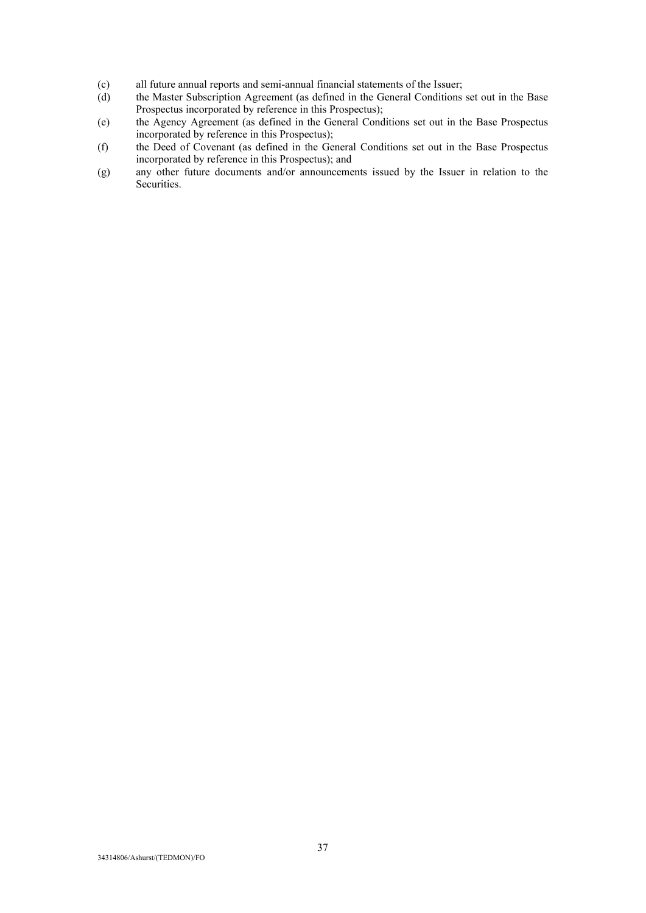(c) all future annual reports and semi-annual financial statements of the Issuer;

(d) the Master Subscription Agreement (as defined in the General Conditions set out in the Base Prospectus incorporated by reference in this Prospectus);

(e) the Agency Agreement (as defined in the General Conditions set out in the Base Prospectus incorporated by reference in this Prospectus);

(f) the Deed of Covenant (as defined in the General Conditions set out in the Base Prospectus incorporated by reference in this Prospectus); and

(g) any other future documents and/or announcements issued by the Issuer in relation to the Securities.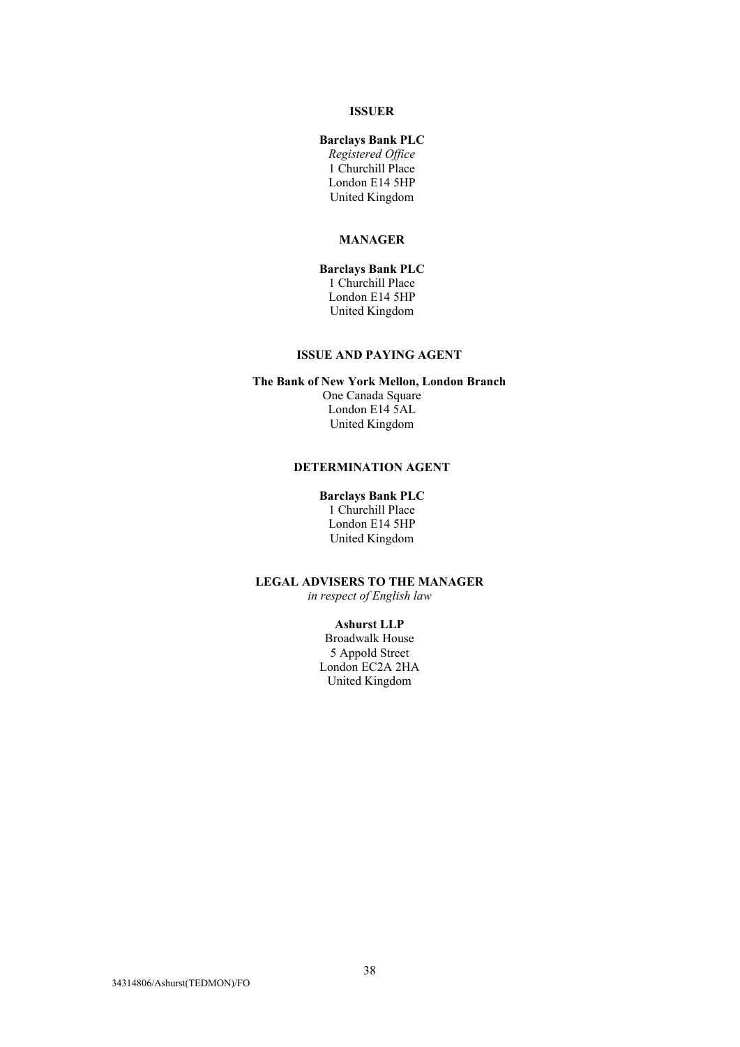**ISSUER**

**Barclays Bank PLC**
*Registered Office*
1 Churchill Place
London E14 5HP
United Kingdom

**MANAGER**

**Barclays Bank PLC**
1 Churchill Place
London E14 5HP
United Kingdom

**ISSUE AND PAYING AGENT**

**The Bank of New York Mellon, London Branch**
One Canada Square
London E14 5AL
United Kingdom

**DETERMINATION AGENT**

**Barclays Bank PLC**
1 Churchill Place
London E14 5HP
United Kingdom

**LEGAL ADVISERS TO THE MANAGER**
*in respect of English law*

**Ashurst LLP**
Broadwalk House
5 Appold Street
London EC2A 2HA
United Kingdom

34314806/Ashurst(TEDMON)/FO